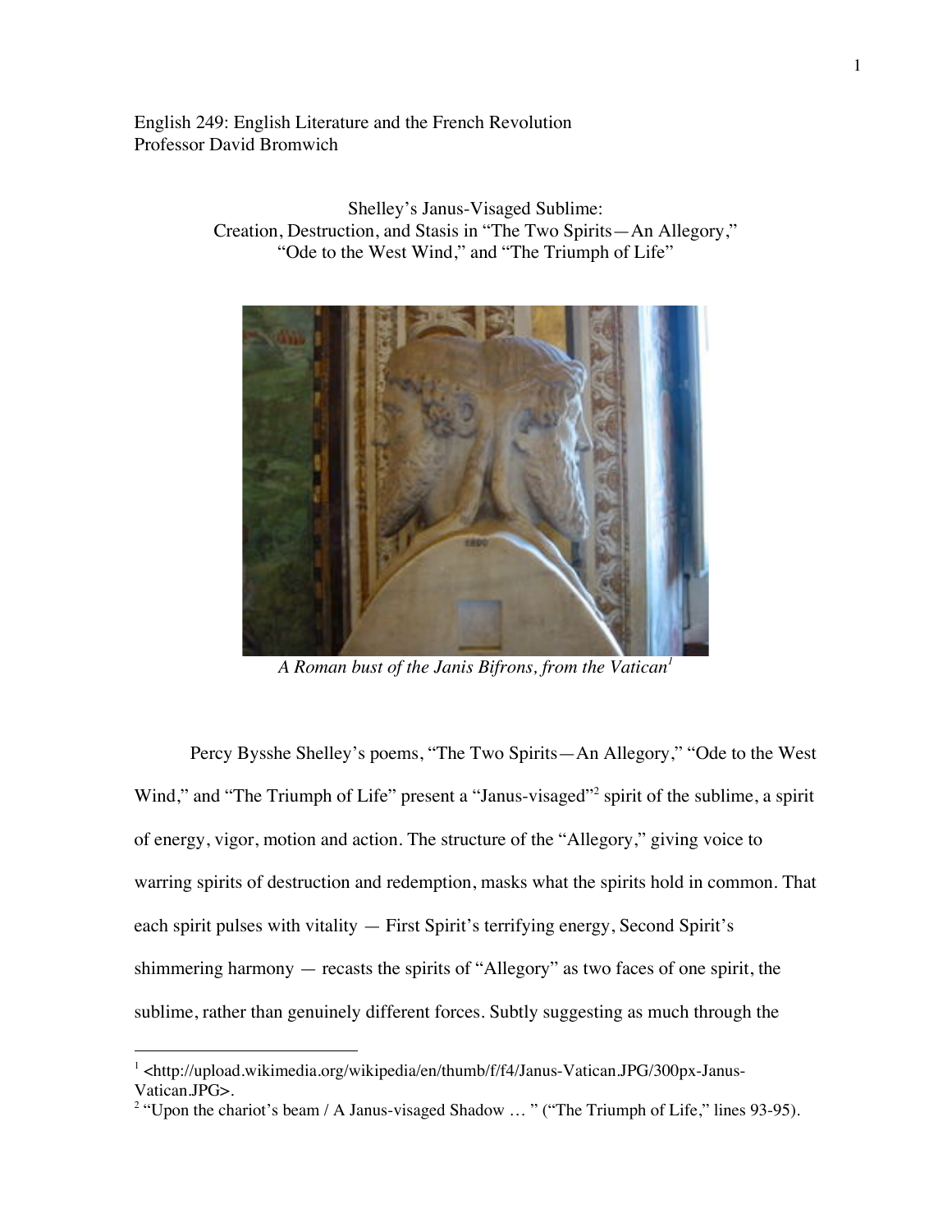English 249: English Literature and the French Revolution
Professor David Bromwich

Shelley's Janus-Visaged Sublime:
Creation, Destruction, and Stasis in "The Two Spirits—An Allegory," "Ode to the West Wind," and "The Triumph of Life"

*A Roman bust of the Janis Bifrons, from the Vatican*[1]

Percy Bysshe Shelley's poems, "The Two Spirits—An Allegory," "Ode to the West Wind," and "The Triumph of Life" present a "Janus-visaged"[2] spirit of the sublime, a spirit of energy, vigor, motion and action. The structure of the "Allegory," giving voice to warring spirits of destruction and redemption, masks what the spirits hold in common. That each spirit pulses with vitality — First Spirit's terrifying energy, Second Spirit's shimmering harmony — recasts the spirits of "Allegory" as two faces of one spirit, the sublime, rather than genuinely different forces. Subtly suggesting as much through the

---

[1] <http://upload.wikimedia.org/wikipedia/en/thumb/f/f4/Janus-Vatican.JPG/300px-Janus-Vatican.JPG>.

[2] "Upon the chariot's beam / A Janus-visaged Shadow … " ("The Triumph of Life," lines 93-95).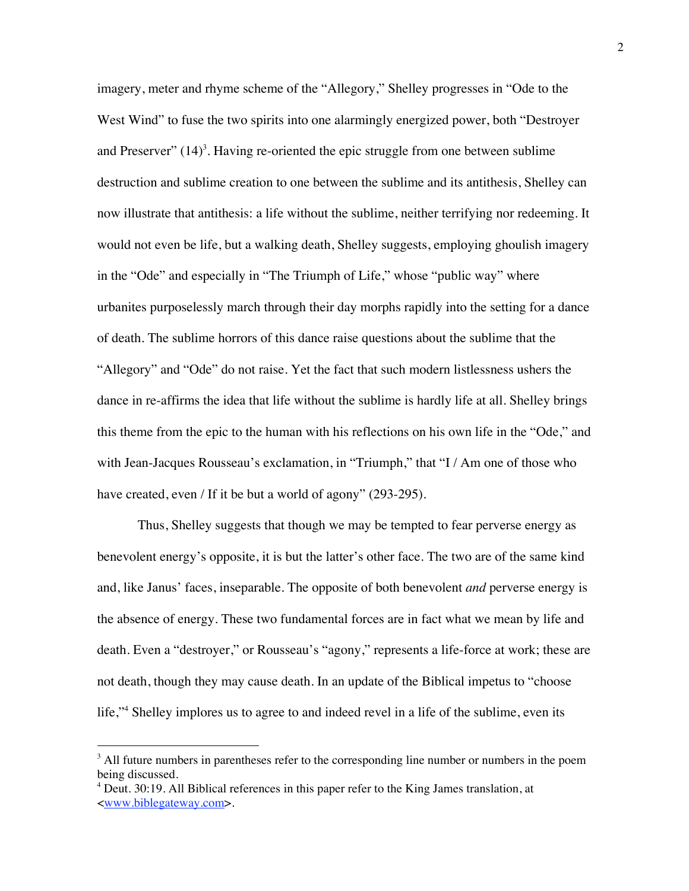imagery, meter and rhyme scheme of the "Allegory," Shelley progresses in "Ode to the West Wind" to fuse the two spirits into one alarmingly energized power, both "Destroyer and Preserver" (14)[3]. Having re-oriented the epic struggle from one between sublime destruction and sublime creation to one between the sublime and its antithesis, Shelley can now illustrate that antithesis: a life without the sublime, neither terrifying nor redeeming. It would not even be life, but a walking death, Shelley suggests, employing ghoulish imagery in the "Ode" and especially in "The Triumph of Life," whose "public way" where urbanites purposelessly march through their day morphs rapidly into the setting for a dance of death. The sublime horrors of this dance raise questions about the sublime that the "Allegory" and "Ode" do not raise. Yet the fact that such modern listlessness ushers the dance in re-affirms the idea that life without the sublime is hardly life at all. Shelley brings this theme from the epic to the human with his reflections on his own life in the "Ode," and with Jean-Jacques Rousseau's exclamation, in "Triumph," that "I / Am one of those who have created, even / If it be but a world of agony" (293-295).

Thus, Shelley suggests that though we may be tempted to fear perverse energy as benevolent energy's opposite, it is but the latter's other face. The two are of the same kind and, like Janus' faces, inseparable. The opposite of both benevolent *and* perverse energy is the absence of energy. These two fundamental forces are in fact what we mean by life and death. Even a "destroyer," or Rousseau's "agony," represents a life-force at work; these are not death, though they may cause death. In an update of the Biblical impetus to "choose life,"[4] Shelley implores us to agree to and indeed revel in a life of the sublime, even its

---

[3] All future numbers in parentheses refer to the corresponding line number or numbers in the poem being discussed.

[4] Deut. 30:19. All Biblical references in this paper refer to the King James translation, at <www.biblegateway.com>.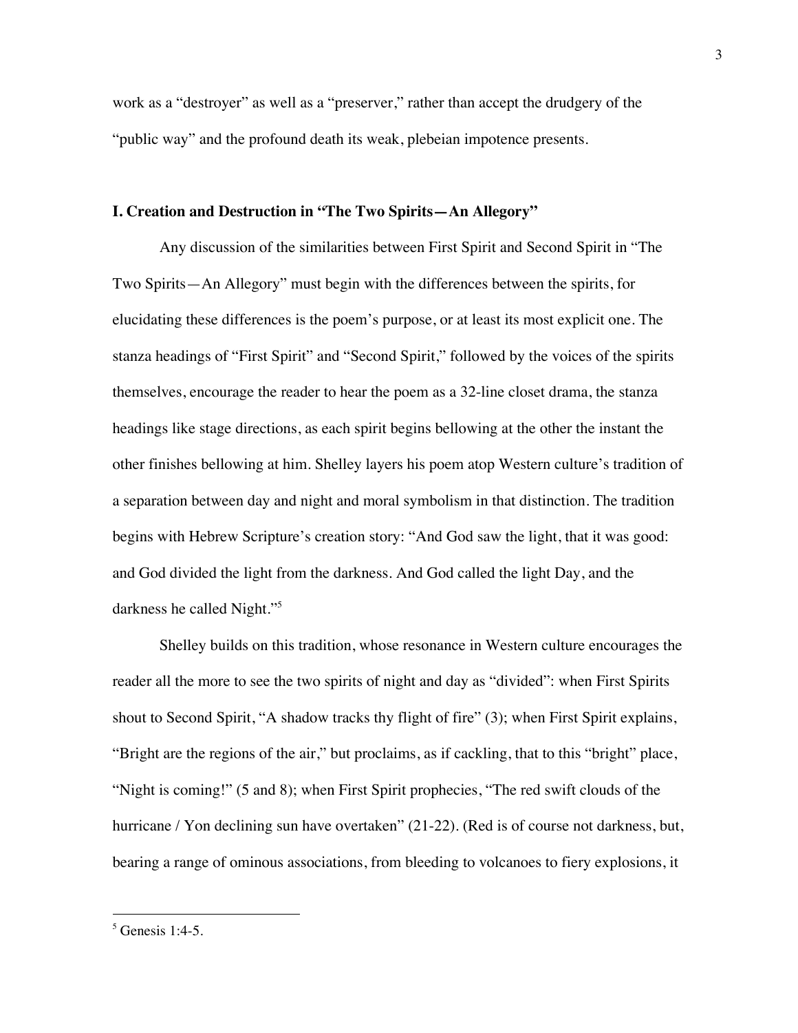work as a "destroyer" as well as a "preserver," rather than accept the drudgery of the "public way" and the profound death its weak, plebeian impotence presents.

## I. Creation and Destruction in "The Two Spirits—An Allegory"

Any discussion of the similarities between First Spirit and Second Spirit in "The Two Spirits—An Allegory" must begin with the differences between the spirits, for elucidating these differences is the poem's purpose, or at least its most explicit one. The stanza headings of "First Spirit" and "Second Spirit," followed by the voices of the spirits themselves, encourage the reader to hear the poem as a 32-line closet drama, the stanza headings like stage directions, as each spirit begins bellowing at the other the instant the other finishes bellowing at him. Shelley layers his poem atop Western culture's tradition of a separation between day and night and moral symbolism in that distinction. The tradition begins with Hebrew Scripture's creation story: "And God saw the light, that it was good: and God divided the light from the darkness. And God called the light Day, and the darkness he called Night."[5]

Shelley builds on this tradition, whose resonance in Western culture encourages the reader all the more to see the two spirits of night and day as "divided": when First Spirits shout to Second Spirit, "A shadow tracks thy flight of fire" (3); when First Spirit explains, "Bright are the regions of the air," but proclaims, as if cackling, that to this "bright" place, "Night is coming!" (5 and 8); when First Spirit prophecies, "The red swift clouds of the hurricane / Yon declining sun have overtaken" (21-22). (Red is of course not darkness, but, bearing a range of ominous associations, from bleeding to volcanoes to fiery explosions, it

[5] Genesis 1:4-5.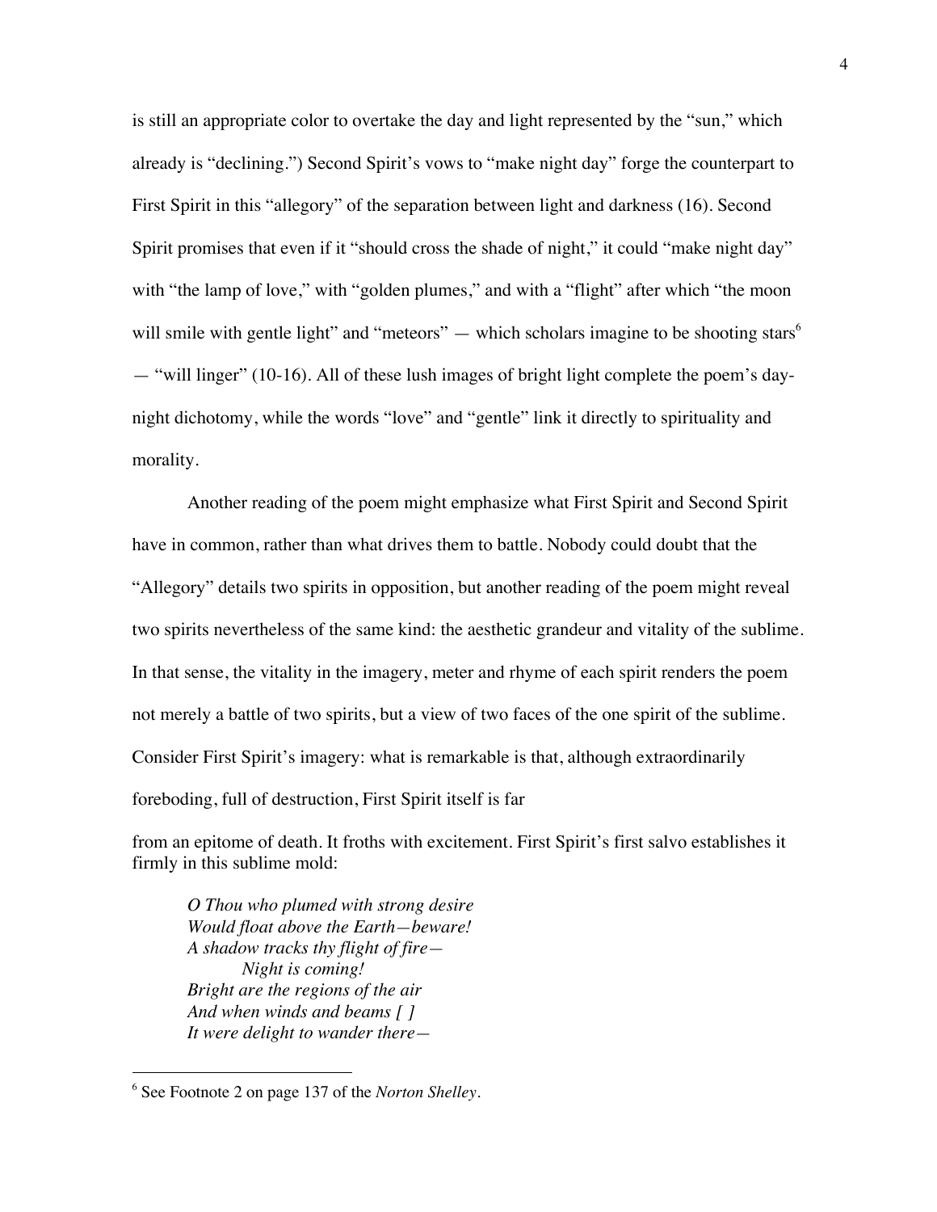is still an appropriate color to overtake the day and light represented by the "sun," which already is "declining.") Second Spirit's vows to "make night day" forge the counterpart to First Spirit in this "allegory" of the separation between light and darkness (16). Second Spirit promises that even if it "should cross the shade of night," it could "make night day" with "the lamp of love," with "golden plumes," and with a "flight" after which "the moon will smile with gentle light" and "meteors" — which scholars imagine to be shooting stars[6] — "will linger" (10-16). All of these lush images of bright light complete the poem's day-night dichotomy, while the words "love" and "gentle" link it directly to spirituality and morality.

Another reading of the poem might emphasize what First Spirit and Second Spirit have in common, rather than what drives them to battle. Nobody could doubt that the "Allegory" details two spirits in opposition, but another reading of the poem might reveal two spirits nevertheless of the same kind: the aesthetic grandeur and vitality of the sublime. In that sense, the vitality in the imagery, meter and rhyme of each spirit renders the poem not merely a battle of two spirits, but a view of two faces of the one spirit of the sublime. Consider First Spirit's imagery: what is remarkable is that, although extraordinarily foreboding, full of destruction, First Spirit itself is far from an epitome of death. It froths with excitement. First Spirit's first salvo establishes it firmly in this sublime mold:

> *O Thou who plumed with strong desire*
> *Would float above the Earth—beware!*
> *A shadow tracks thy flight of fire—*
> &nbsp;&nbsp;&nbsp;&nbsp;&nbsp;&nbsp;&nbsp;&nbsp;*Night is coming!*
> *Bright are the regions of the air*
> *And when winds and beams [ ]*
> *It were delight to wander there—*

[6] See Footnote 2 on page 137 of the *Norton Shelley*.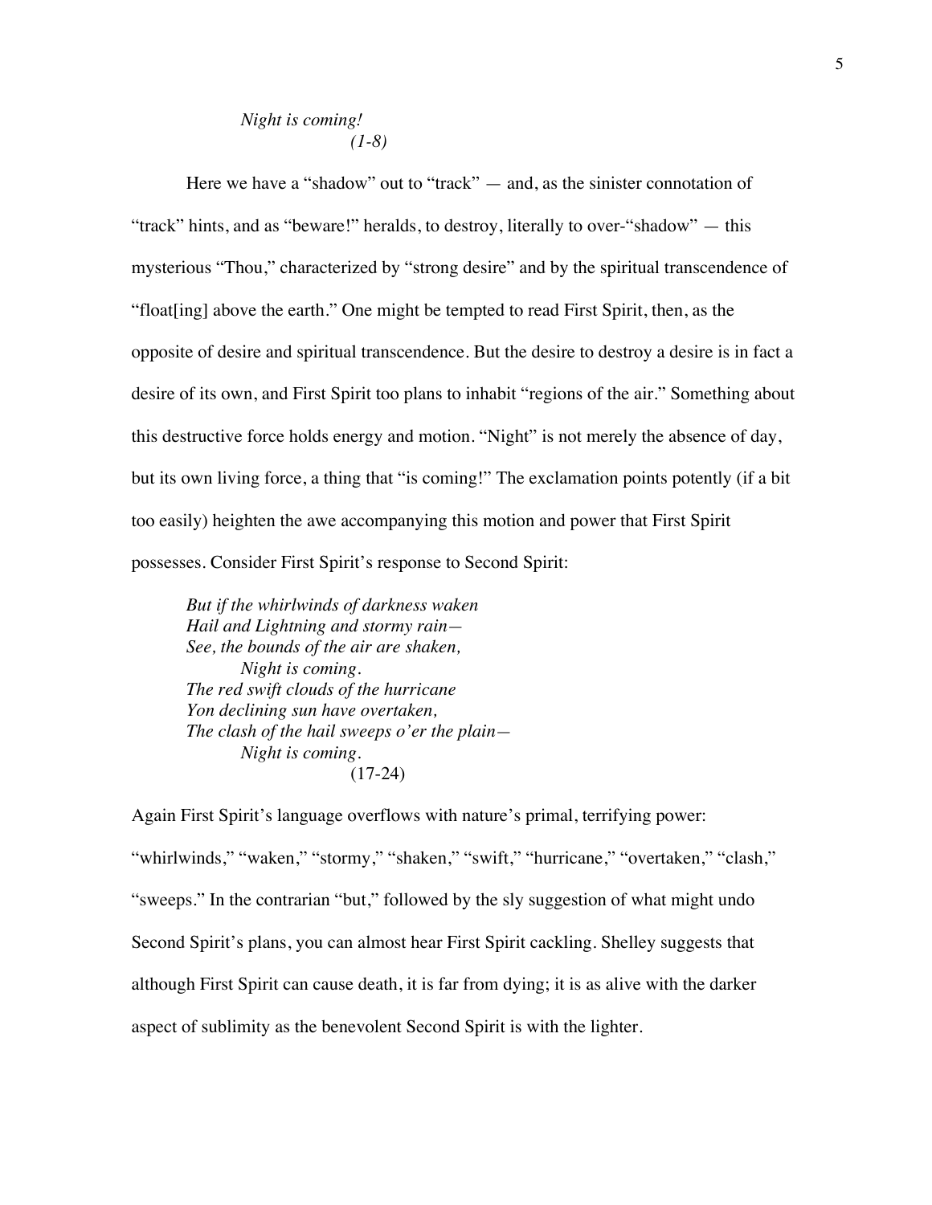*Night is coming!*
*(1-8)*

Here we have a "shadow" out to "track" — and, as the sinister connotation of "track" hints, and as "beware!" heralds, to destroy, literally to over-"shadow" — this mysterious "Thou," characterized by "strong desire" and by the spiritual transcendence of "float[ing] above the earth." One might be tempted to read First Spirit, then, as the opposite of desire and spiritual transcendence. But the desire to destroy a desire is in fact a desire of its own, and First Spirit too plans to inhabit "regions of the air." Something about this destructive force holds energy and motion. "Night" is not merely the absence of day, but its own living force, a thing that "is coming!" The exclamation points potently (if a bit too easily) heighten the awe accompanying this motion and power that First Spirit possesses. Consider First Spirit's response to Second Spirit:

> *But if the whirlwinds of darkness waken*
> *Hail and Lightning and stormy rain—*
> *See, the bounds of the air are shaken,*
> *Night is coming.*
> *The red swift clouds of the hurricane*
> *Yon declining sun have overtaken,*
> *The clash of the hail sweeps o'er the plain—*
> *Night is coming.*
> (17-24)

Again First Spirit's language overflows with nature's primal, terrifying power: "whirlwinds," "waken," "stormy," "shaken," "swift," "hurricane," "overtaken," "clash," "sweeps." In the contrarian "but," followed by the sly suggestion of what might undo Second Spirit's plans, you can almost hear First Spirit cackling. Shelley suggests that although First Spirit can cause death, it is far from dying; it is as alive with the darker aspect of sublimity as the benevolent Second Spirit is with the lighter.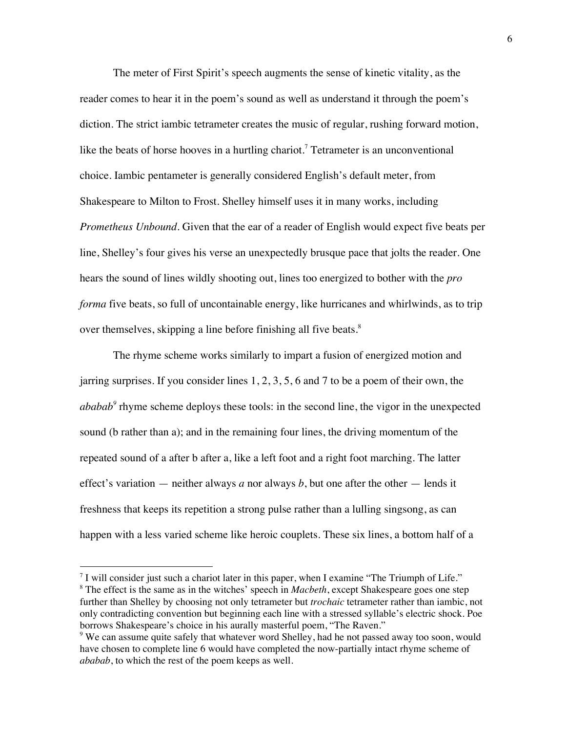The meter of First Spirit's speech augments the sense of kinetic vitality, as the reader comes to hear it in the poem's sound as well as understand it through the poem's diction. The strict iambic tetrameter creates the music of regular, rushing forward motion, like the beats of horse hooves in a hurtling chariot.[7] Tetrameter is an unconventional choice. Iambic pentameter is generally considered English's default meter, from Shakespeare to Milton to Frost. Shelley himself uses it in many works, including *Prometheus Unbound*. Given that the ear of a reader of English would expect five beats per line, Shelley's four gives his verse an unexpectedly brusque pace that jolts the reader. One hears the sound of lines wildly shooting out, lines too energized to bother with the *pro forma* five beats, so full of uncontainable energy, like hurricanes and whirlwinds, as to trip over themselves, skipping a line before finishing all five beats.[8]

The rhyme scheme works similarly to impart a fusion of energized motion and jarring surprises. If you consider lines 1, 2, 3, 5, 6 and 7 to be a poem of their own, the *ababab*[9] rhyme scheme deploys these tools: in the second line, the vigor in the unexpected sound (b rather than a); and in the remaining four lines, the driving momentum of the repeated sound of a after b after a, like a left foot and a right foot marching. The latter effect's variation — neither always *a* nor always *b*, but one after the other — lends it freshness that keeps its repetition a strong pulse rather than a lulling singsong, as can happen with a less varied scheme like heroic couplets. These six lines, a bottom half of a

---

[7] I will consider just such a chariot later in this paper, when I examine "The Triumph of Life."

[8] The effect is the same as in the witches' speech in *Macbeth*, except Shakespeare goes one step further than Shelley by choosing not only tetrameter but *trochaic* tetrameter rather than iambic, not only contradicting convention but beginning each line with a stressed syllable's electric shock. Poe borrows Shakespeare's choice in his aurally masterful poem, "The Raven."

[9] We can assume quite safely that whatever word Shelley, had he not passed away too soon, would have chosen to complete line 6 would have completed the now-partially intact rhyme scheme of *ababab*, to which the rest of the poem keeps as well.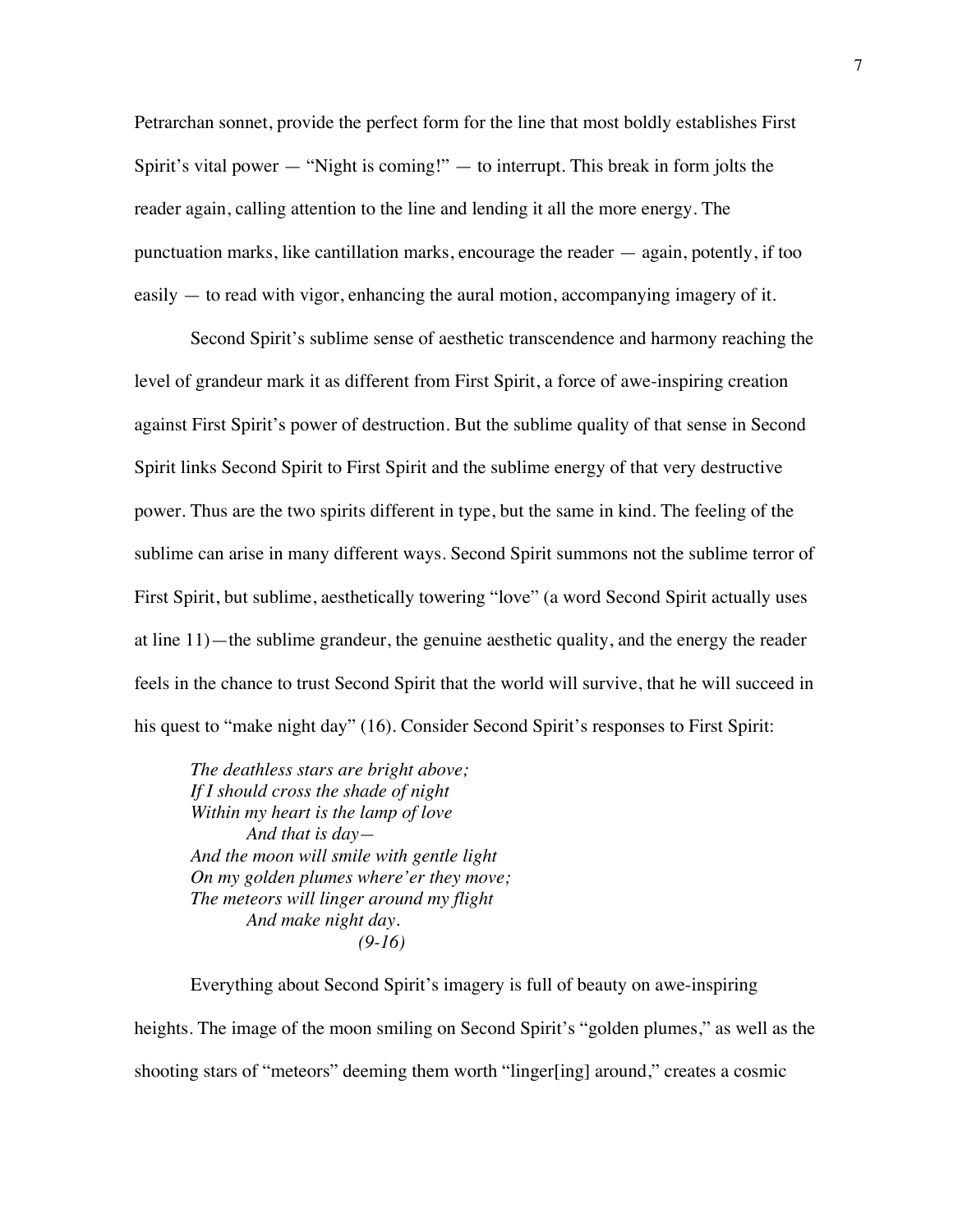Petrarchan sonnet, provide the perfect form for the line that most boldly establishes First Spirit's vital power — "Night is coming!" — to interrupt. This break in form jolts the reader again, calling attention to the line and lending it all the more energy. The punctuation marks, like cantillation marks, encourage the reader — again, potently, if too easily — to read with vigor, enhancing the aural motion, accompanying imagery of it.

Second Spirit's sublime sense of aesthetic transcendence and harmony reaching the level of grandeur mark it as different from First Spirit, a force of awe-inspiring creation against First Spirit's power of destruction. But the sublime quality of that sense in Second Spirit links Second Spirit to First Spirit and the sublime energy of that very destructive power. Thus are the two spirits different in type, but the same in kind. The feeling of the sublime can arise in many different ways. Second Spirit summons not the sublime terror of First Spirit, but sublime, aesthetically towering "love" (a word Second Spirit actually uses at line 11)—the sublime grandeur, the genuine aesthetic quality, and the energy the reader feels in the chance to trust Second Spirit that the world will survive, that he will succeed in his quest to "make night day" (16). Consider Second Spirit's responses to First Spirit:

> *The deathless stars are bright above;*
> *If I should cross the shade of night*
> *Within my heart is the lamp of love*
> *And that is day—*
> *And the moon will smile with gentle light*
> *On my golden plumes where'er they move;*
> *The meteors will linger around my flight*
> *And make night day.*
> *(9-16)*

Everything about Second Spirit's imagery is full of beauty on awe-inspiring heights. The image of the moon smiling on Second Spirit's "golden plumes," as well as the shooting stars of "meteors" deeming them worth "linger[ing] around," creates a cosmic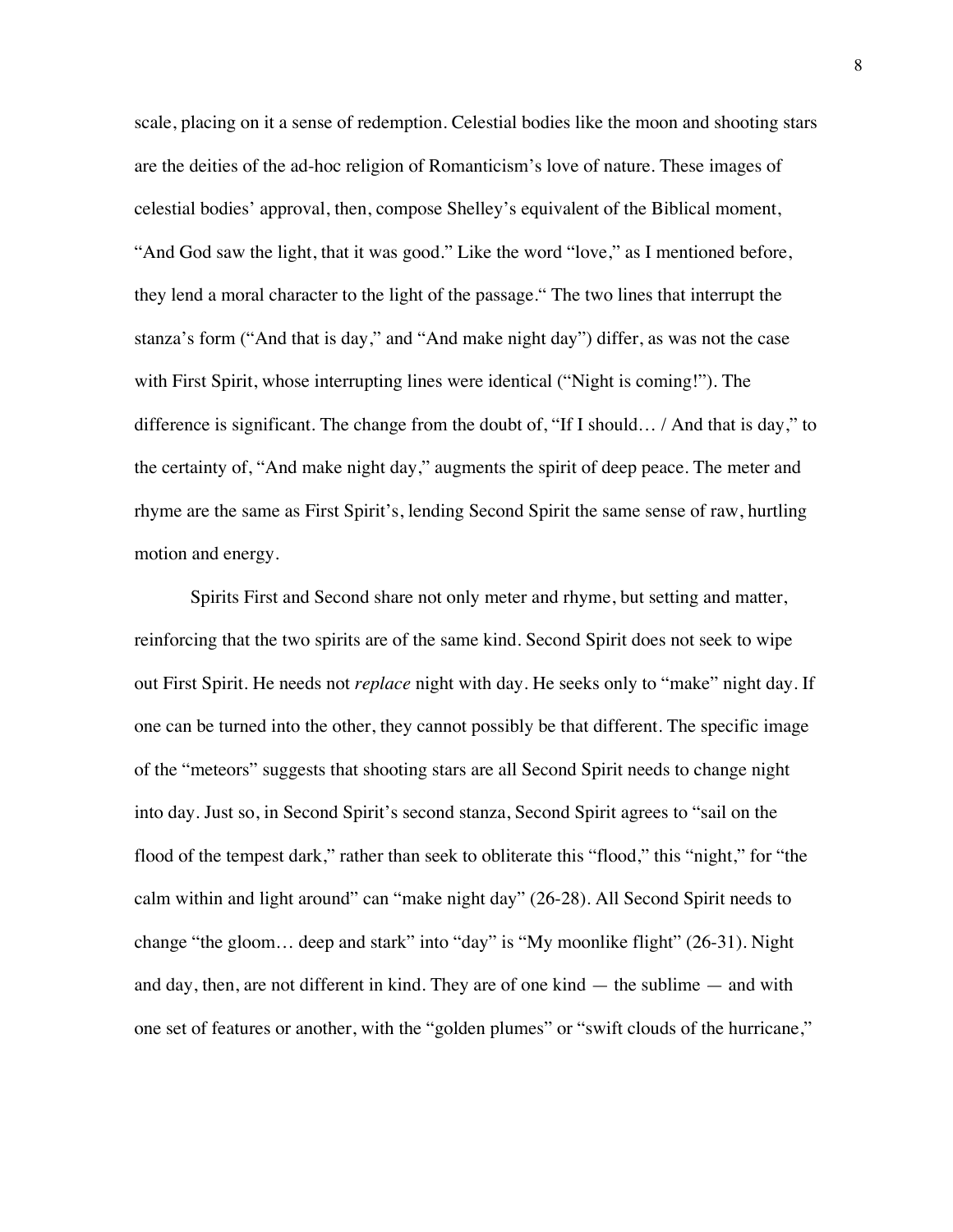scale, placing on it a sense of redemption. Celestial bodies like the moon and shooting stars are the deities of the ad-hoc religion of Romanticism's love of nature. These images of celestial bodies' approval, then, compose Shelley's equivalent of the Biblical moment, "And God saw the light, that it was good." Like the word "love," as I mentioned before, they lend a moral character to the light of the passage." The two lines that interrupt the stanza's form ("And that is day," and "And make night day") differ, as was not the case with First Spirit, whose interrupting lines were identical ("Night is coming!"). The difference is significant. The change from the doubt of, "If I should… / And that is day," to the certainty of, "And make night day," augments the spirit of deep peace. The meter and rhyme are the same as First Spirit's, lending Second Spirit the same sense of raw, hurtling motion and energy.

Spirits First and Second share not only meter and rhyme, but setting and matter, reinforcing that the two spirits are of the same kind. Second Spirit does not seek to wipe out First Spirit. He needs not *replace* night with day. He seeks only to "make" night day. If one can be turned into the other, they cannot possibly be that different. The specific image of the "meteors" suggests that shooting stars are all Second Spirit needs to change night into day. Just so, in Second Spirit's second stanza, Second Spirit agrees to "sail on the flood of the tempest dark," rather than seek to obliterate this "flood," this "night," for "the calm within and light around" can "make night day" (26-28). All Second Spirit needs to change "the gloom… deep and stark" into "day" is "My moonlike flight" (26-31). Night and day, then, are not different in kind. They are of one kind — the sublime — and with one set of features or another, with the "golden plumes" or "swift clouds of the hurricane,"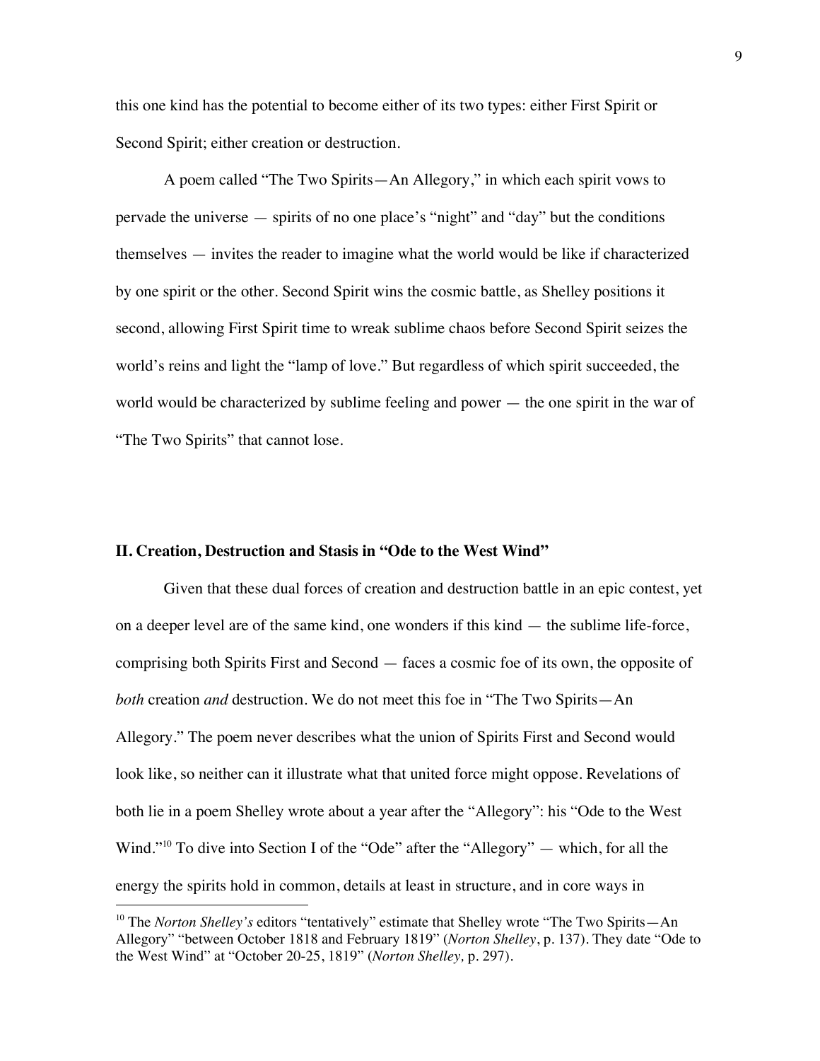this one kind has the potential to become either of its two types: either First Spirit or Second Spirit; either creation or destruction.

A poem called "The Two Spirits—An Allegory," in which each spirit vows to pervade the universe — spirits of no one place's "night" and "day" but the conditions themselves — invites the reader to imagine what the world would be like if characterized by one spirit or the other. Second Spirit wins the cosmic battle, as Shelley positions it second, allowing First Spirit time to wreak sublime chaos before Second Spirit seizes the world's reins and light the "lamp of love." But regardless of which spirit succeeded, the world would be characterized by sublime feeling and power — the one spirit in the war of "The Two Spirits" that cannot lose.

## II. Creation, Destruction and Stasis in "Ode to the West Wind"

Given that these dual forces of creation and destruction battle in an epic contest, yet on a deeper level are of the same kind, one wonders if this kind — the sublime life-force, comprising both Spirits First and Second — faces a cosmic foe of its own, the opposite of *both* creation *and* destruction. We do not meet this foe in "The Two Spirits—An Allegory." The poem never describes what the union of Spirits First and Second would look like, so neither can it illustrate what that united force might oppose. Revelations of both lie in a poem Shelley wrote about a year after the "Allegory": his "Ode to the West Wind."[10] To dive into Section I of the "Ode" after the "Allegory" — which, for all the energy the spirits hold in common, details at least in structure, and in core ways in

---

[10] The *Norton Shelley's* editors "tentatively" estimate that Shelley wrote "The Two Spirits—An Allegory" "between October 1818 and February 1819" (*Norton Shelley*, p. 137). They date "Ode to the West Wind" at "October 20-25, 1819" (*Norton Shelley,* p. 297).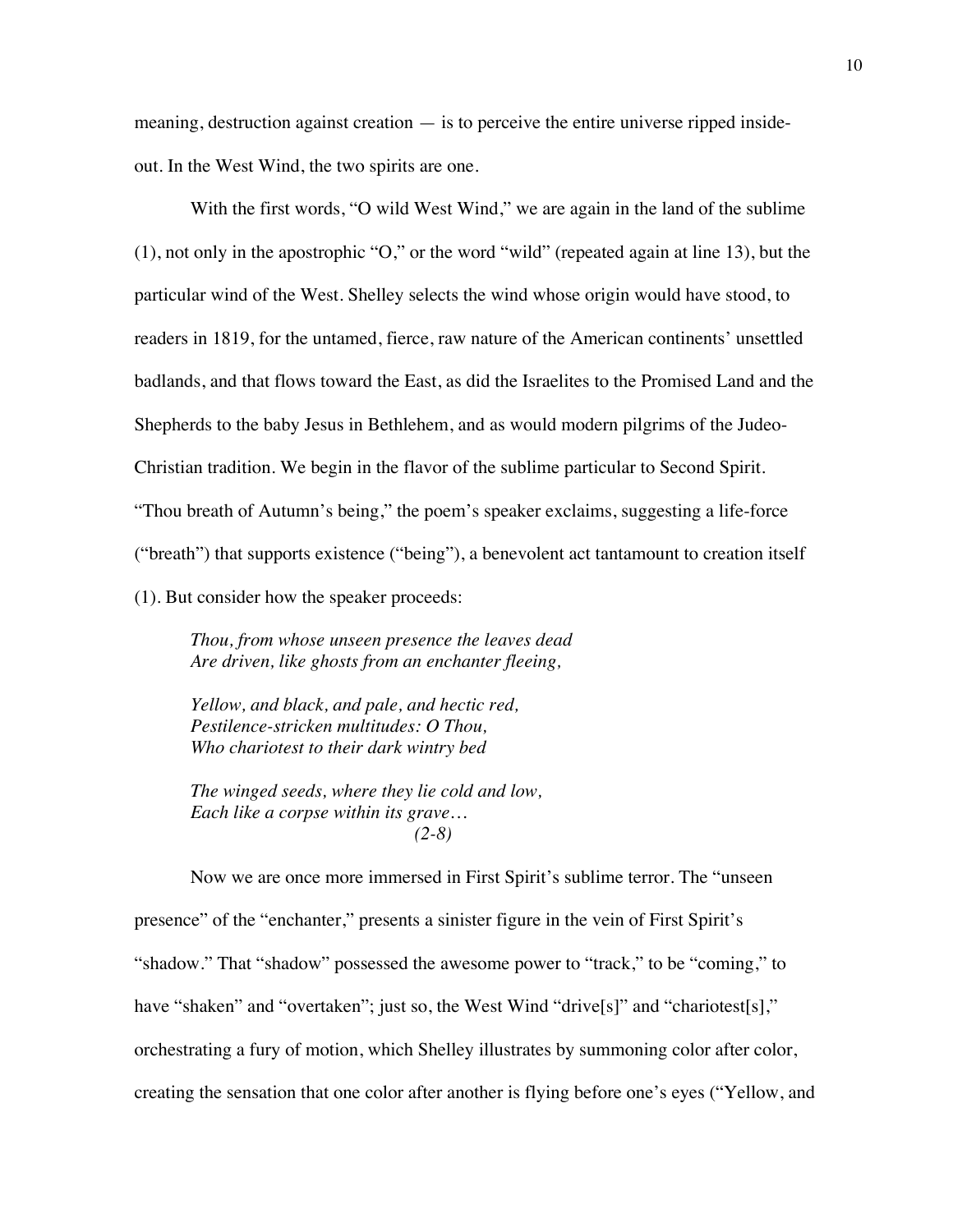meaning, destruction against creation — is to perceive the entire universe ripped inside-out. In the West Wind, the two spirits are one.

With the first words, "O wild West Wind," we are again in the land of the sublime (1), not only in the apostrophic "O," or the word "wild" (repeated again at line 13), but the particular wind of the West. Shelley selects the wind whose origin would have stood, to readers in 1819, for the untamed, fierce, raw nature of the American continents' unsettled badlands, and that flows toward the East, as did the Israelites to the Promised Land and the Shepherds to the baby Jesus in Bethlehem, and as would modern pilgrims of the Judeo-Christian tradition. We begin in the flavor of the sublime particular to Second Spirit. "Thou breath of Autumn's being," the poem's speaker exclaims, suggesting a life-force ("breath") that supports existence ("being"), a benevolent act tantamount to creation itself (1). But consider how the speaker proceeds:

> *Thou, from whose unseen presence the leaves dead*
> *Are driven, like ghosts from an enchanter fleeing,*
>
> *Yellow, and black, and pale, and hectic red,*
> *Pestilence-stricken multitudes: O Thou,*
> *Who chariotest to their dark wintry bed*
>
> *The winged seeds, where they lie cold and low,*
> *Each like a corpse within its grave…*
> *(2-8)*

Now we are once more immersed in First Spirit's sublime terror. The "unseen presence" of the "enchanter," presents a sinister figure in the vein of First Spirit's "shadow." That "shadow" possessed the awesome power to "track," to be "coming," to have "shaken" and "overtaken"; just so, the West Wind "drive[s]" and "chariotest[s]," orchestrating a fury of motion, which Shelley illustrates by summoning color after color, creating the sensation that one color after another is flying before one's eyes ("Yellow, and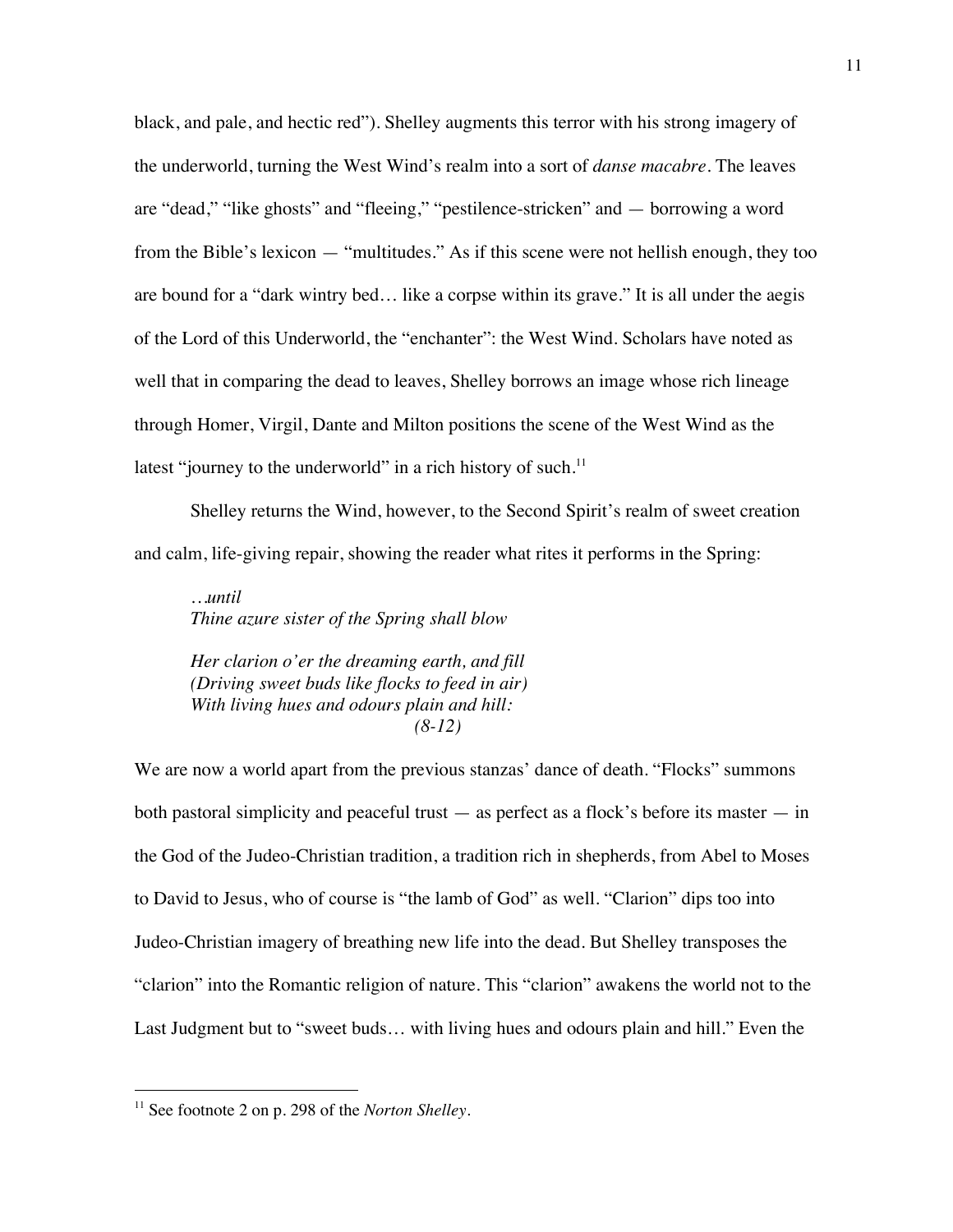black, and pale, and hectic red"). Shelley augments this terror with his strong imagery of the underworld, turning the West Wind's realm into a sort of *danse macabre*. The leaves are "dead," "like ghosts" and "fleeing," "pestilence-stricken" and — borrowing a word from the Bible's lexicon — "multitudes." As if this scene were not hellish enough, they too are bound for a "dark wintry bed… like a corpse within its grave." It is all under the aegis of the Lord of this Underworld, the "enchanter": the West Wind. Scholars have noted as well that in comparing the dead to leaves, Shelley borrows an image whose rich lineage through Homer, Virgil, Dante and Milton positions the scene of the West Wind as the latest "journey to the underworld" in a rich history of such.[11]

Shelley returns the Wind, however, to the Second Spirit's realm of sweet creation and calm, life-giving repair, showing the reader what rites it performs in the Spring:

> *…until*
> *Thine azure sister of the Spring shall blow*
>
> *Her clarion o'er the dreaming earth, and fill*
> *(Driving sweet buds like flocks to feed in air)*
> *With living hues and odours plain and hill:*
> *(8-12)*

We are now a world apart from the previous stanzas' dance of death. "Flocks" summons both pastoral simplicity and peaceful trust — as perfect as a flock's before its master — in the God of the Judeo-Christian tradition, a tradition rich in shepherds, from Abel to Moses to David to Jesus, who of course is "the lamb of God" as well. "Clarion" dips too into Judeo-Christian imagery of breathing new life into the dead. But Shelley transposes the "clarion" into the Romantic religion of nature. This "clarion" awakens the world not to the Last Judgment but to "sweet buds… with living hues and odours plain and hill." Even the

---

[11] See footnote 2 on p. 298 of the *Norton Shelley*.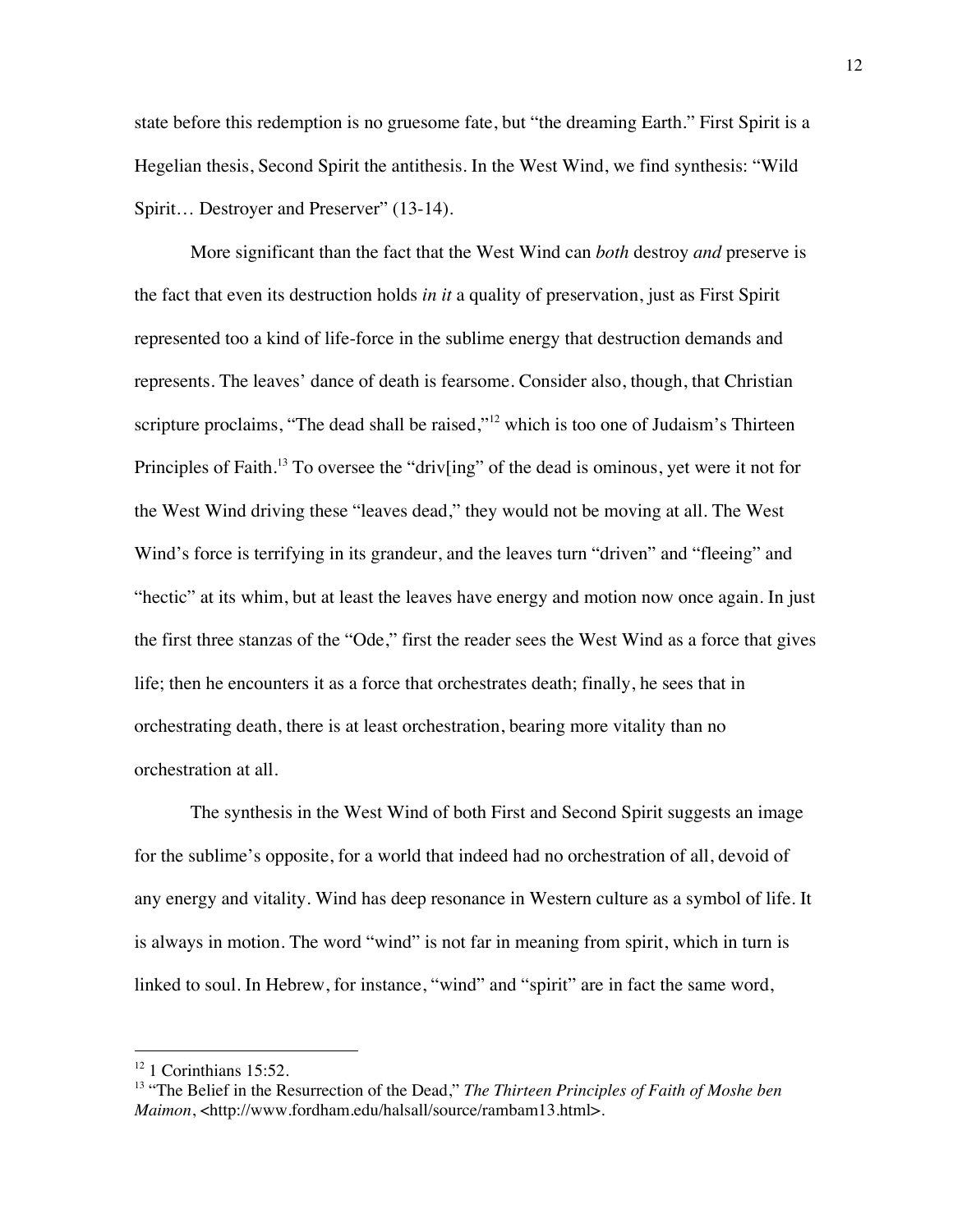state before this redemption is no gruesome fate, but "the dreaming Earth." First Spirit is a Hegelian thesis, Second Spirit the antithesis. In the West Wind, we find synthesis: "Wild Spirit… Destroyer and Preserver" (13-14).

More significant than the fact that the West Wind can *both* destroy *and* preserve is the fact that even its destruction holds *in it* a quality of preservation, just as First Spirit represented too a kind of life-force in the sublime energy that destruction demands and represents. The leaves' dance of death is fearsome. Consider also, though, that Christian scripture proclaims, "The dead shall be raised,"[12] which is too one of Judaism's Thirteen Principles of Faith.[13] To oversee the "driv[ing" of the dead is ominous, yet were it not for the West Wind driving these "leaves dead," they would not be moving at all. The West Wind's force is terrifying in its grandeur, and the leaves turn "driven" and "fleeing" and "hectic" at its whim, but at least the leaves have energy and motion now once again. In just the first three stanzas of the "Ode," first the reader sees the West Wind as a force that gives life; then he encounters it as a force that orchestrates death; finally, he sees that in orchestrating death, there is at least orchestration, bearing more vitality than no orchestration at all.

The synthesis in the West Wind of both First and Second Spirit suggests an image for the sublime's opposite, for a world that indeed had no orchestration of all, devoid of any energy and vitality. Wind has deep resonance in Western culture as a symbol of life. It is always in motion. The word "wind" is not far in meaning from spirit, which in turn is linked to soul. In Hebrew, for instance, "wind" and "spirit" are in fact the same word,

---

[12] 1 Corinthians 15:52.

[13] "The Belief in the Resurrection of the Dead," *The Thirteen Principles of Faith of Moshe ben Maimon*, <http://www.fordham.edu/halsall/source/rambam13.html>.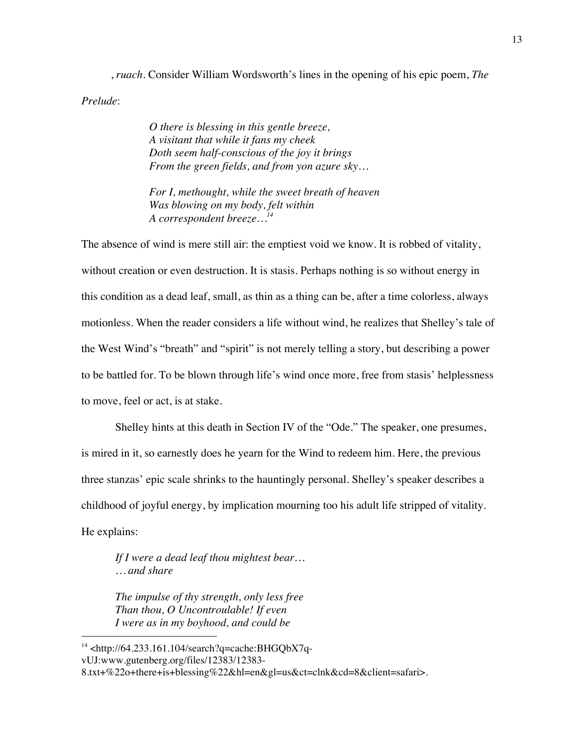, *ruach*. Consider William Wordsworth's lines in the opening of his epic poem, *The Prelude*:

> *O there is blessing in this gentle breeze,*
> *A visitant that while it fans my cheek*
> *Doth seem half-conscious of the joy it brings*
> *From the green fields, and from yon azure sky…*
>
> *For I, methought, while the sweet breath of heaven*
> *Was blowing on my body, felt within*
> *A correspondent breeze…*[14]

The absence of wind is mere still air: the emptiest void we know. It is robbed of vitality, without creation or even destruction. It is stasis. Perhaps nothing is so without energy in this condition as a dead leaf, small, as thin as a thing can be, after a time colorless, always motionless. When the reader considers a life without wind, he realizes that Shelley's tale of the West Wind's "breath" and "spirit" is not merely telling a story, but describing a power to be battled for. To be blown through life's wind once more, free from stasis' helplessness to move, feel or act, is at stake.

Shelley hints at this death in Section IV of the "Ode." The speaker, one presumes, is mired in it, so earnestly does he yearn for the Wind to redeem him. Here, the previous three stanzas' epic scale shrinks to the hauntingly personal. Shelley's speaker describes a childhood of joyful energy, by implication mourning too his adult life stripped of vitality. He explains:

> *If I were a dead leaf thou mightest bear…*
> *…and share*
>
> *The impulse of thy strength, only less free*
> *Than thou, O Uncontroulable! If even*
> *I were as in my boyhood, and could be*

---

[14] <http://64.233.161.104/search?q=cache:BHGQbX7q-vUJ:www.gutenberg.org/files/12383/12383-8.txt+%22o+there+is+blessing%22&hl=en&gl=us&ct=clnk&cd=8&client=safari>.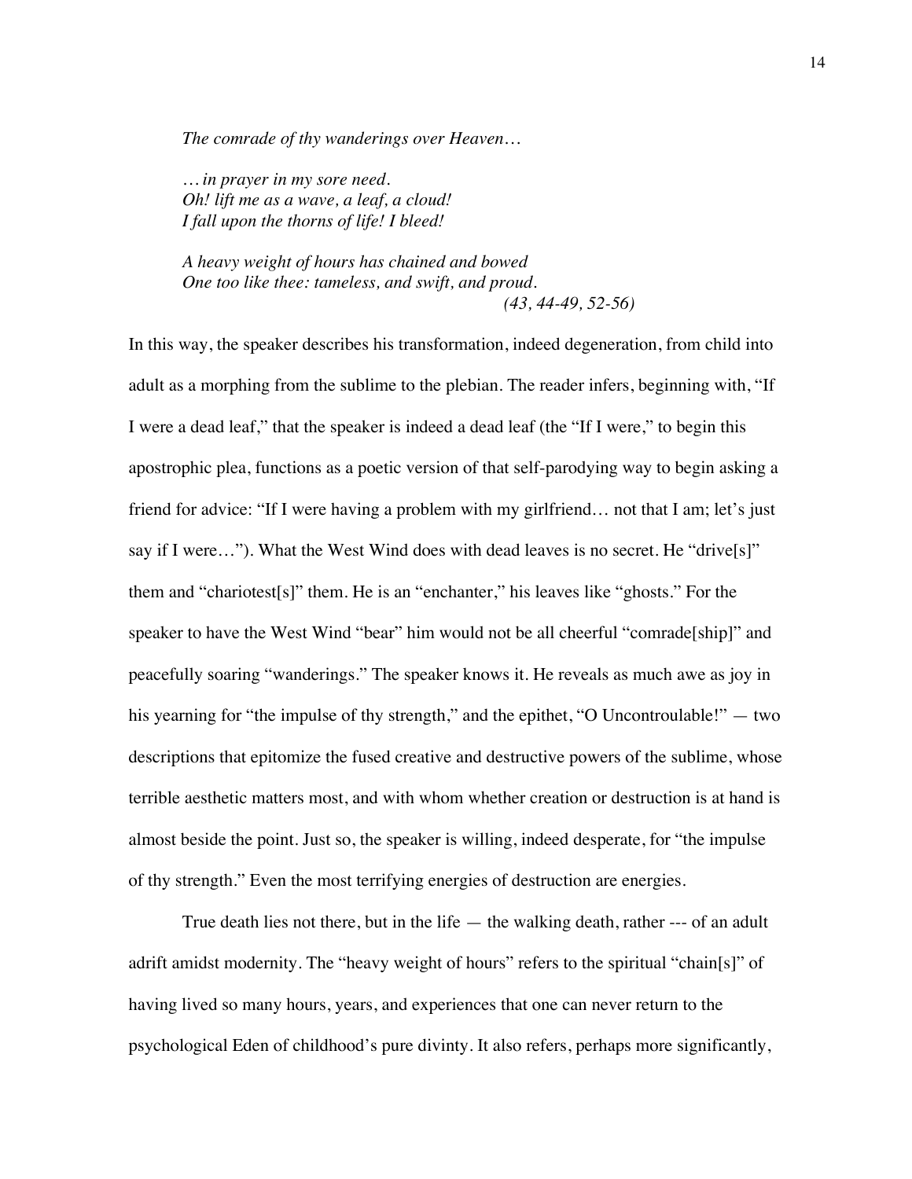*The comrade of thy wanderings over Heaven…*

*… in prayer in my sore need.*
*Oh! lift me as a wave, a leaf, a cloud!*
*I fall upon the thorns of life! I bleed!*

*A heavy weight of hours has chained and bowed*
*One too like thee: tameless, and swift, and proud.*
*(43, 44-49, 52-56)*

In this way, the speaker describes his transformation, indeed degeneration, from child into adult as a morphing from the sublime to the plebian. The reader infers, beginning with, "If I were a dead leaf," that the speaker is indeed a dead leaf (the "If I were," to begin this apostrophic plea, functions as a poetic version of that self-parodying way to begin asking a friend for advice: "If I were having a problem with my girlfriend… not that I am; let's just say if I were…"). What the West Wind does with dead leaves is no secret. He "drive[s]" them and "chariotest[s]" them. He is an "enchanter," his leaves like "ghosts." For the speaker to have the West Wind "bear" him would not be all cheerful "comrade[ship]" and peacefully soaring "wanderings." The speaker knows it. He reveals as much awe as joy in his yearning for "the impulse of thy strength," and the epithet, "O Uncontroulable!" — two descriptions that epitomize the fused creative and destructive powers of the sublime, whose terrible aesthetic matters most, and with whom whether creation or destruction is at hand is almost beside the point. Just so, the speaker is willing, indeed desperate, for "the impulse of thy strength." Even the most terrifying energies of destruction are energies.

True death lies not there, but in the life — the walking death, rather --- of an adult adrift amidst modernity. The "heavy weight of hours" refers to the spiritual "chain[s]" of having lived so many hours, years, and experiences that one can never return to the psychological Eden of childhood's pure divinty. It also refers, perhaps more significantly,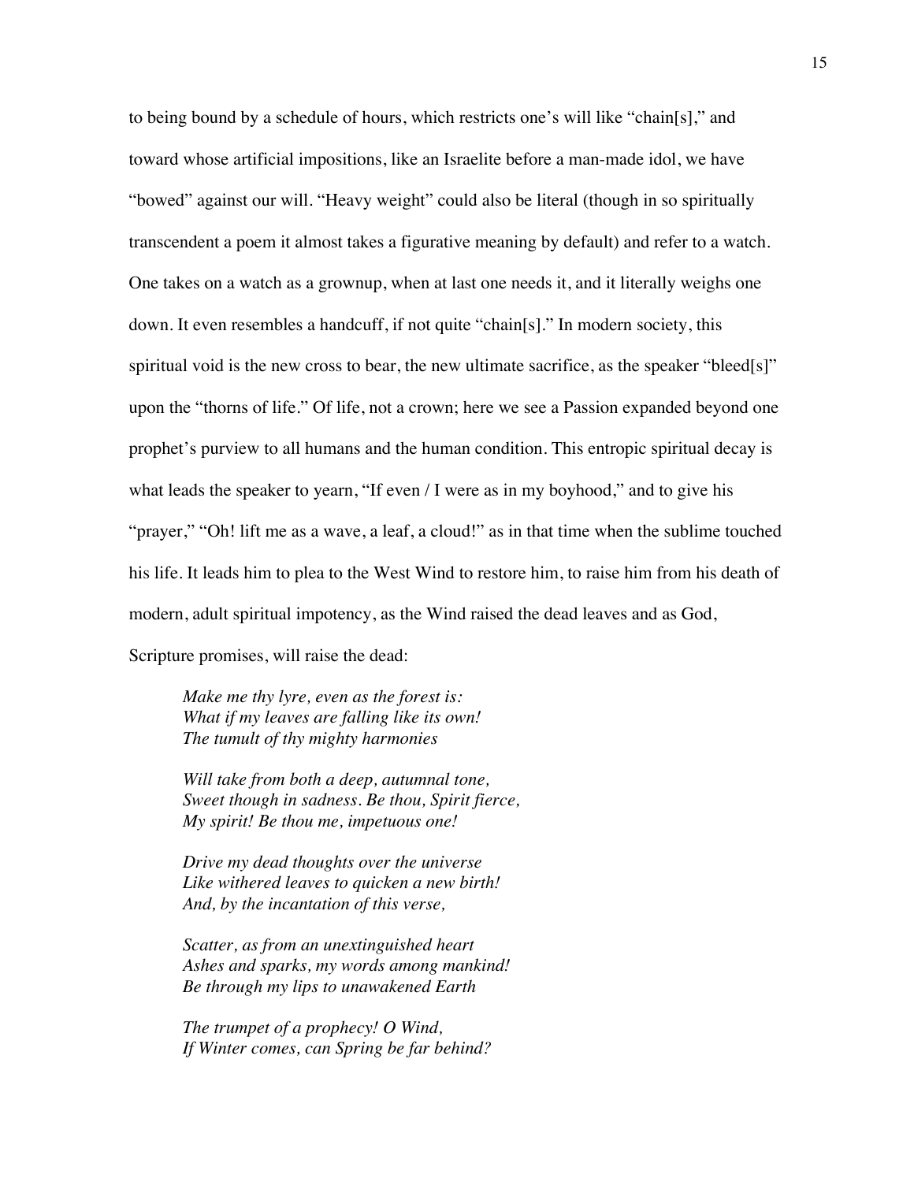to being bound by a schedule of hours, which restricts one's will like "chain[s]," and toward whose artificial impositions, like an Israelite before a man-made idol, we have "bowed" against our will. "Heavy weight" could also be literal (though in so spiritually transcendent a poem it almost takes a figurative meaning by default) and refer to a watch. One takes on a watch as a grownup, when at last one needs it, and it literally weighs one down. It even resembles a handcuff, if not quite "chain[s]." In modern society, this spiritual void is the new cross to bear, the new ultimate sacrifice, as the speaker "bleed[s]" upon the "thorns of life." Of life, not a crown; here we see a Passion expanded beyond one prophet's purview to all humans and the human condition. This entropic spiritual decay is what leads the speaker to yearn, "If even / I were as in my boyhood," and to give his "prayer," "Oh! lift me as a wave, a leaf, a cloud!" as in that time when the sublime touched his life. It leads him to plea to the West Wind to restore him, to raise him from his death of modern, adult spiritual impotency, as the Wind raised the dead leaves and as God, Scripture promises, will raise the dead:

> *Make me thy lyre, even as the forest is:*
> *What if my leaves are falling like its own!*
> *The tumult of thy mighty harmonies*
>
> *Will take from both a deep, autumnal tone,*
> *Sweet though in sadness. Be thou, Spirit fierce,*
> *My spirit! Be thou me, impetuous one!*
>
> *Drive my dead thoughts over the universe*
> *Like withered leaves to quicken a new birth!*
> *And, by the incantation of this verse,*
>
> *Scatter, as from an unextinguished heart*
> *Ashes and sparks, my words among mankind!*
> *Be through my lips to unawakened Earth*
>
> *The trumpet of a prophecy! O Wind,*
> *If Winter comes, can Spring be far behind?*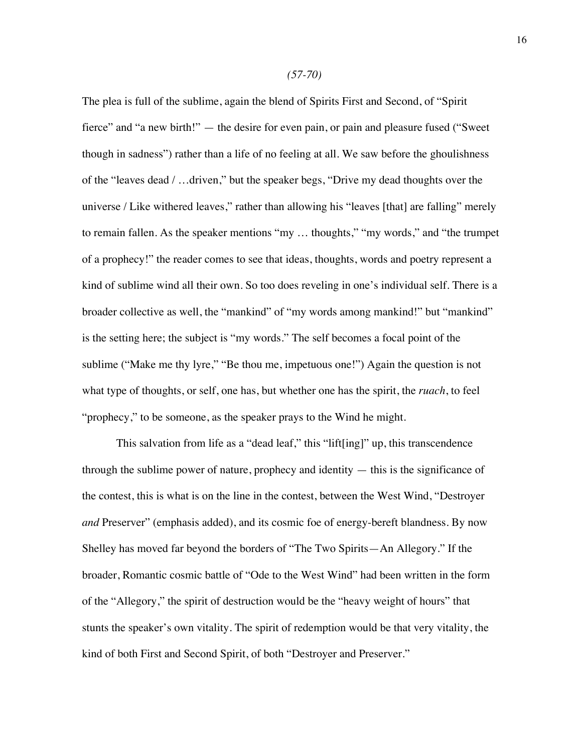*(57-70)*

The plea is full of the sublime, again the blend of Spirits First and Second, of "Spirit fierce" and "a new birth!" — the desire for even pain, or pain and pleasure fused ("Sweet though in sadness") rather than a life of no feeling at all. We saw before the ghoulishness of the "leaves dead / …driven," but the speaker begs, "Drive my dead thoughts over the universe / Like withered leaves," rather than allowing his "leaves [that] are falling" merely to remain fallen. As the speaker mentions "my … thoughts," "my words," and "the trumpet of a prophecy!" the reader comes to see that ideas, thoughts, words and poetry represent a kind of sublime wind all their own. So too does reveling in one's individual self. There is a broader collective as well, the "mankind" of "my words among mankind!" but "mankind" is the setting here; the subject is "my words." The self becomes a focal point of the sublime ("Make me thy lyre," "Be thou me, impetuous one!") Again the question is not what type of thoughts, or self, one has, but whether one has the spirit, the *ruach*, to feel "prophecy," to be someone, as the speaker prays to the Wind he might.

This salvation from life as a "dead leaf," this "lift[ing]" up, this transcendence through the sublime power of nature, prophecy and identity — this is the significance of the contest, this is what is on the line in the contest, between the West Wind, "Destroyer *and* Preserver" (emphasis added), and its cosmic foe of energy-bereft blandness. By now Shelley has moved far beyond the borders of "The Two Spirits—An Allegory." If the broader, Romantic cosmic battle of "Ode to the West Wind" had been written in the form of the "Allegory," the spirit of destruction would be the "heavy weight of hours" that stunts the speaker's own vitality. The spirit of redemption would be that very vitality, the kind of both First and Second Spirit, of both "Destroyer and Preserver."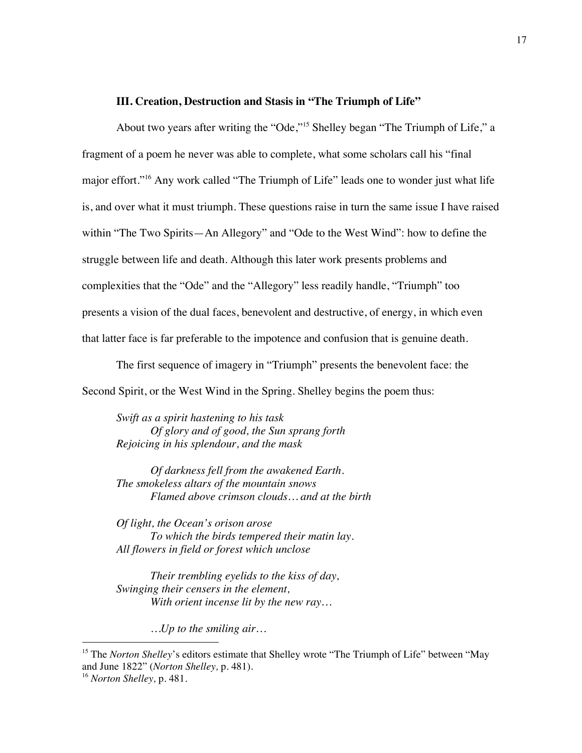### III. Creation, Destruction and Stasis in "The Triumph of Life"

About two years after writing the "Ode,"[15] Shelley began "The Triumph of Life," a fragment of a poem he never was able to complete, what some scholars call his "final major effort."[16] Any work called "The Triumph of Life" leads one to wonder just what life is, and over what it must triumph. These questions raise in turn the same issue I have raised within "The Two Spirits—An Allegory" and "Ode to the West Wind": how to define the struggle between life and death. Although this later work presents problems and complexities that the "Ode" and the "Allegory" less readily handle, "Triumph" too presents a vision of the dual faces, benevolent and destructive, of energy, in which even that latter face is far preferable to the impotence and confusion that is genuine death.

The first sequence of imagery in "Triumph" presents the benevolent face: the Second Spirit, or the West Wind in the Spring. Shelley begins the poem thus:

> *Swift as a spirit hastening to his task*
> *Of glory and of good, the Sun sprang forth*
> *Rejoicing in his splendour, and the mask*
>
> *Of darkness fell from the awakened Earth.*
> *The smokeless altars of the mountain snows*
> *Flamed above crimson clouds… and at the birth*
>
> *Of light, the Ocean's orison arose*
> *To which the birds tempered their matin lay.*
> *All flowers in field or forest which unclose*
>
> *Their trembling eyelids to the kiss of day,*
> *Swinging their censers in the element,*
> *With orient incense lit by the new ray…*
>
> *…Up to the smiling air…*

---

[15] The *Norton Shelley*'s editors estimate that Shelley wrote "The Triumph of Life" between "May and June 1822" (*Norton Shelley,* p. 481).

[16] *Norton Shelley,* p. 481.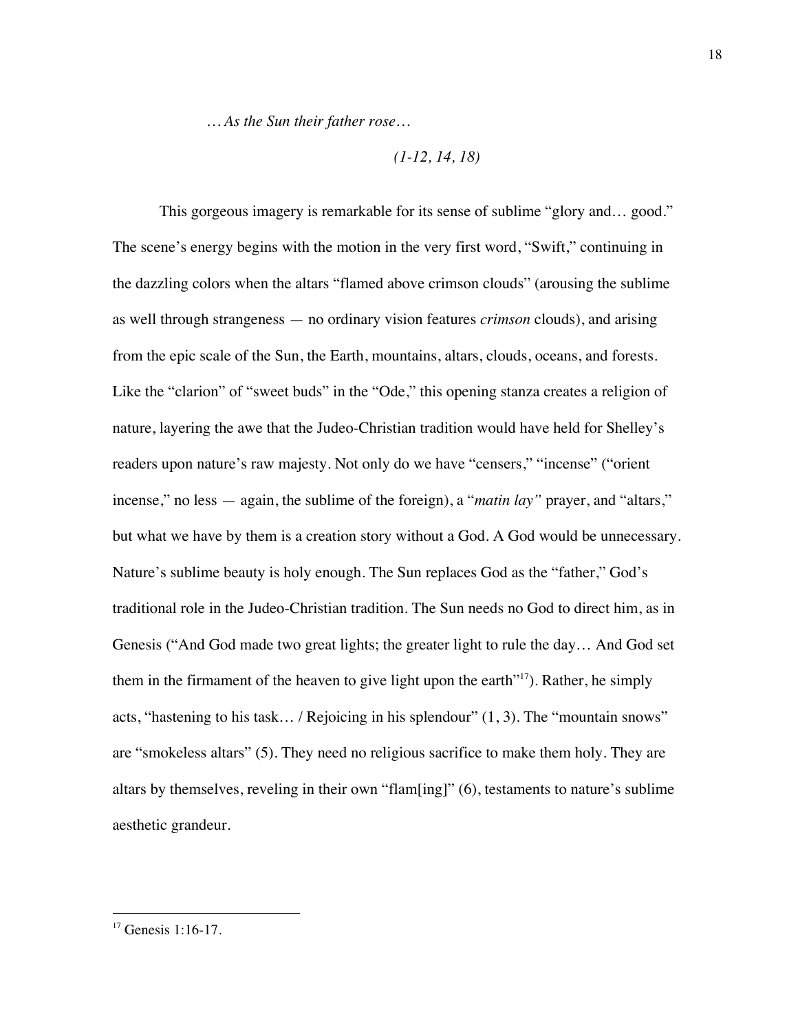*…As the Sun their father rose…*

*(1-12, 14, 18)*

This gorgeous imagery is remarkable for its sense of sublime "glory and… good." The scene's energy begins with the motion in the very first word, "Swift," continuing in the dazzling colors when the altars "flamed above crimson clouds" (arousing the sublime as well through strangeness — no ordinary vision features *crimson* clouds), and arising from the epic scale of the Sun, the Earth, mountains, altars, clouds, oceans, and forests. Like the "clarion" of "sweet buds" in the "Ode," this opening stanza creates a religion of nature, layering the awe that the Judeo-Christian tradition would have held for Shelley's readers upon nature's raw majesty. Not only do we have "censers," "incense" ("orient incense," no less — again, the sublime of the foreign), a "*matin lay"* prayer, and "altars," but what we have by them is a creation story without a God. A God would be unnecessary. Nature's sublime beauty is holy enough. The Sun replaces God as the "father," God's traditional role in the Judeo-Christian tradition. The Sun needs no God to direct him, as in Genesis ("And God made two great lights; the greater light to rule the day… And God set them in the firmament of the heaven to give light upon the earth"[17]). Rather, he simply acts, "hastening to his task… / Rejoicing in his splendour" (1, 3). The "mountain snows" are "smokeless altars" (5). They need no religious sacrifice to make them holy. They are altars by themselves, reveling in their own "flam[ing]" (6), testaments to nature's sublime aesthetic grandeur.

[17] Genesis 1:16-17.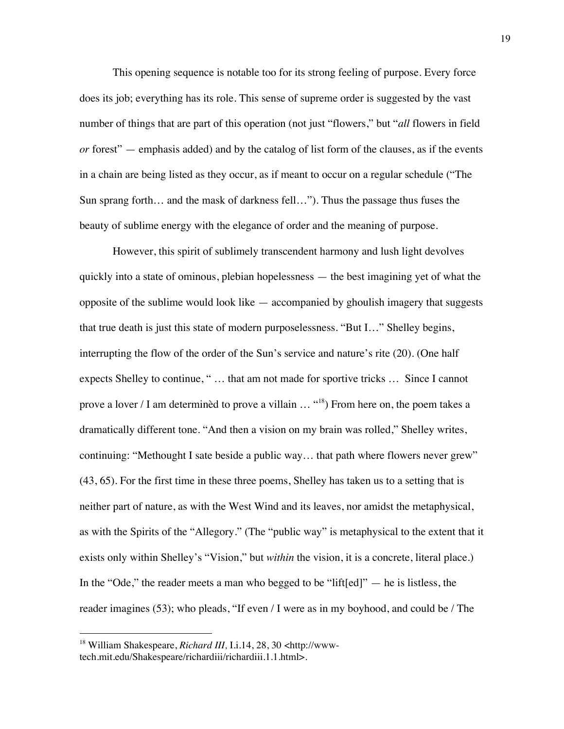This opening sequence is notable too for its strong feeling of purpose. Every force does its job; everything has its role. This sense of supreme order is suggested by the vast number of things that are part of this operation (not just "flowers," but "*all* flowers in field *or* forest" — emphasis added) and by the catalog of list form of the clauses, as if the events in a chain are being listed as they occur, as if meant to occur on a regular schedule ("The Sun sprang forth… and the mask of darkness fell…"). Thus the passage thus fuses the beauty of sublime energy with the elegance of order and the meaning of purpose.

However, this spirit of sublimely transcendent harmony and lush light devolves quickly into a state of ominous, plebian hopelessness — the best imagining yet of what the opposite of the sublime would look like — accompanied by ghoulish imagery that suggests that true death is just this state of modern purposelessness. "But I…" Shelley begins, interrupting the flow of the order of the Sun's service and nature's rite (20). (One half expects Shelley to continue, " … that am not made for sportive tricks … Since I cannot prove a lover / I am determinèd to prove a villain … "[18]) From here on, the poem takes a dramatically different tone. "And then a vision on my brain was rolled," Shelley writes, continuing: "Methought I sate beside a public way… that path where flowers never grew" (43, 65). For the first time in these three poems, Shelley has taken us to a setting that is neither part of nature, as with the West Wind and its leaves, nor amidst the metaphysical, as with the Spirits of the "Allegory." (The "public way" is metaphysical to the extent that it exists only within Shelley's "Vision," but *within* the vision, it is a concrete, literal place.) In the "Ode," the reader meets a man who begged to be "lift[ed]" — he is listless, the reader imagines (53); who pleads, "If even / I were as in my boyhood, and could be / The

---

[18] William Shakespeare, *Richard III,* I.i.14, 28, 30 <http://www-tech.mit.edu/Shakespeare/richardiii/richardiii.1.1.html>.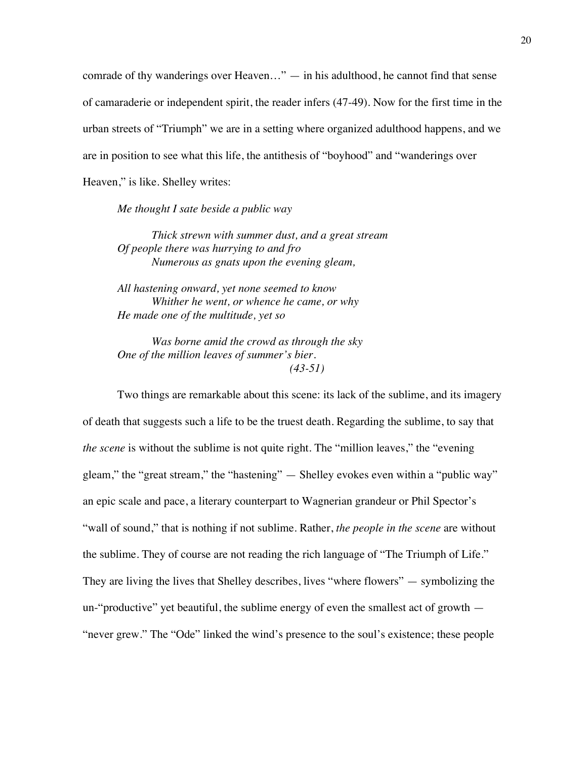comrade of thy wanderings over Heaven…" — in his adulthood, he cannot find that sense of camaraderie or independent spirit, the reader infers (47-49). Now for the first time in the urban streets of "Triumph" we are in a setting where organized adulthood happens, and we are in position to see what this life, the antithesis of "boyhood" and "wanderings over Heaven," is like. Shelley writes:

> *Me thought I sate beside a public way*
>
> *Thick strewn with summer dust, and a great stream*
> *Of people there was hurrying to and fro*
> *Numerous as gnats upon the evening gleam,*
>
> *All hastening onward, yet none seemed to know*
> *Whither he went, or whence he came, or why*
> *He made one of the multitude, yet so*
>
> *Was borne amid the crowd as through the sky*
> *One of the million leaves of summer's bier.*
> *(43-51)*

Two things are remarkable about this scene: its lack of the sublime, and its imagery of death that suggests such a life to be the truest death. Regarding the sublime, to say that *the scene* is without the sublime is not quite right. The "million leaves," the "evening gleam," the "great stream," the "hastening" — Shelley evokes even within a "public way" an epic scale and pace, a literary counterpart to Wagnerian grandeur or Phil Spector's "wall of sound," that is nothing if not sublime. Rather, *the people in the scene* are without the sublime. They of course are not reading the rich language of "The Triumph of Life." They are living the lives that Shelley describes, lives "where flowers" — symbolizing the un-"productive" yet beautiful, the sublime energy of even the smallest act of growth — "never grew." The "Ode" linked the wind's presence to the soul's existence; these people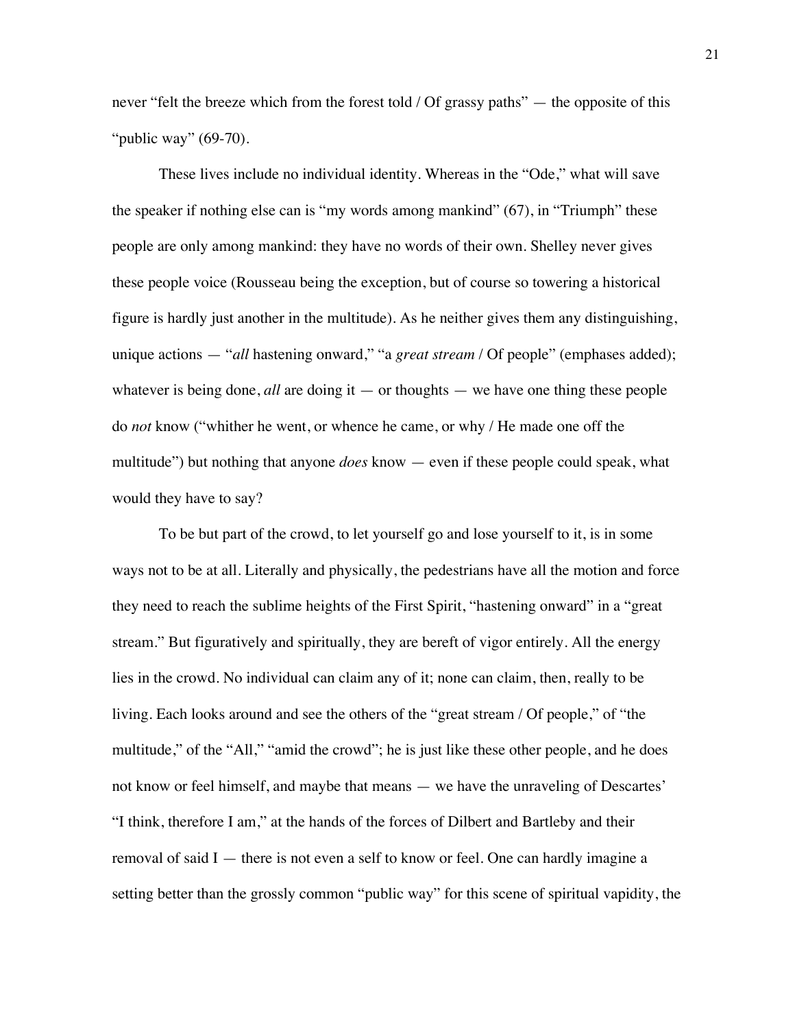never "felt the breeze which from the forest told / Of grassy paths" — the opposite of this "public way" (69-70).

These lives include no individual identity. Whereas in the "Ode," what will save the speaker if nothing else can is "my words among mankind" (67), in "Triumph" these people are only among mankind: they have no words of their own. Shelley never gives these people voice (Rousseau being the exception, but of course so towering a historical figure is hardly just another in the multitude). As he neither gives them any distinguishing, unique actions — "*all* hastening onward," "a *great stream* / Of people" (emphases added); whatever is being done, *all* are doing it — or thoughts — we have one thing these people do *not* know ("whither he went, or whence he came, or why / He made one off the multitude") but nothing that anyone *does* know — even if these people could speak, what would they have to say?

To be but part of the crowd, to let yourself go and lose yourself to it, is in some ways not to be at all. Literally and physically, the pedestrians have all the motion and force they need to reach the sublime heights of the First Spirit, "hastening onward" in a "great stream." But figuratively and spiritually, they are bereft of vigor entirely. All the energy lies in the crowd. No individual can claim any of it; none can claim, then, really to be living. Each looks around and see the others of the "great stream / Of people," of "the multitude," of the "All," "amid the crowd"; he is just like these other people, and he does not know or feel himself, and maybe that means — we have the unraveling of Descartes' "I think, therefore I am," at the hands of the forces of Dilbert and Bartleby and their removal of said I — there is not even a self to know or feel. One can hardly imagine a setting better than the grossly common "public way" for this scene of spiritual vapidity, the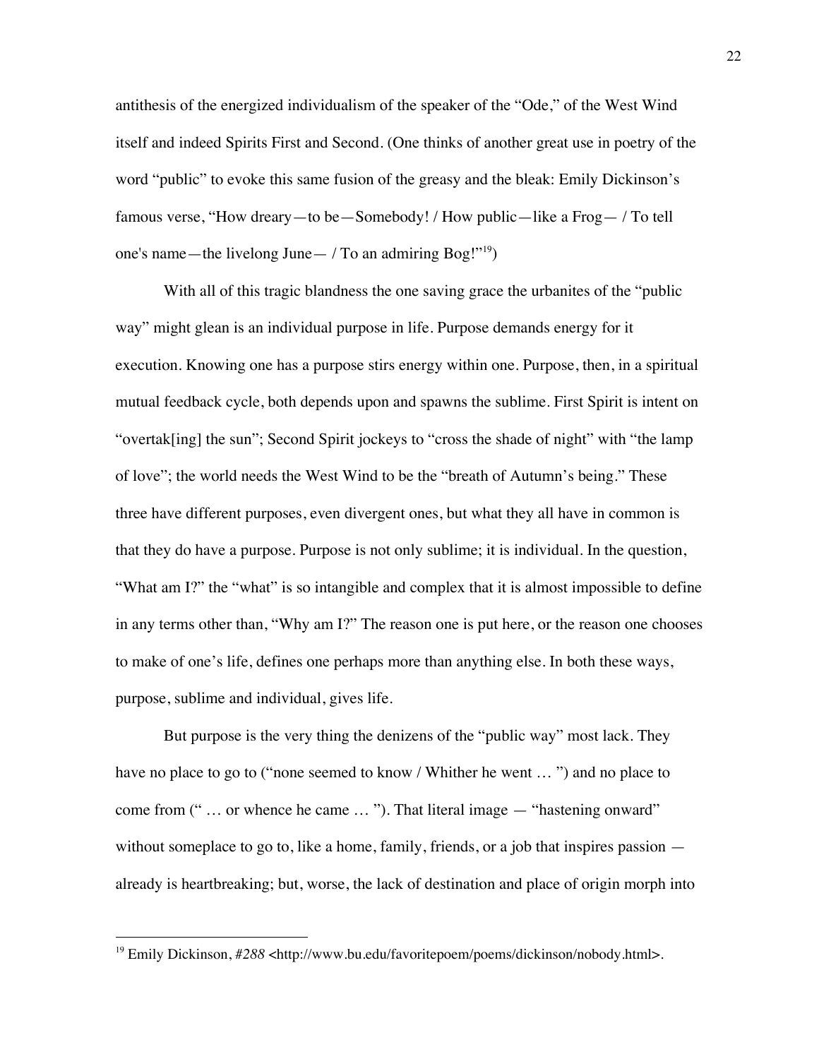antithesis of the energized individualism of the speaker of the "Ode," of the West Wind itself and indeed Spirits First and Second. (One thinks of another great use in poetry of the word "public" to evoke this same fusion of the greasy and the bleak: Emily Dickinson's famous verse, "How dreary—to be—Somebody! / How public—like a Frog— / To tell one's name—the livelong June— / To an admiring Bog!"[19])

With all of this tragic blandness the one saving grace the urbanites of the "public way" might glean is an individual purpose in life. Purpose demands energy for it execution. Knowing one has a purpose stirs energy within one. Purpose, then, in a spiritual mutual feedback cycle, both depends upon and spawns the sublime. First Spirit is intent on "overtak[ing] the sun"; Second Spirit jockeys to "cross the shade of night" with "the lamp of love"; the world needs the West Wind to be the "breath of Autumn's being." These three have different purposes, even divergent ones, but what they all have in common is that they do have a purpose. Purpose is not only sublime; it is individual. In the question, "What am I?" the "what" is so intangible and complex that it is almost impossible to define in any terms other than, "Why am I?" The reason one is put here, or the reason one chooses to make of one's life, defines one perhaps more than anything else. In both these ways, purpose, sublime and individual, gives life.

But purpose is the very thing the denizens of the "public way" most lack. They have no place to go to ("none seemed to know / Whither he went … ") and no place to come from (" … or whence he came … "). That literal image — "hastening onward" without someplace to go to, like a home, family, friends, or a job that inspires passion — already is heartbreaking; but, worse, the lack of destination and place of origin morph into

---

[19] Emily Dickinson, *#288* <http://www.bu.edu/favoritepoem/poems/dickinson/nobody.html>.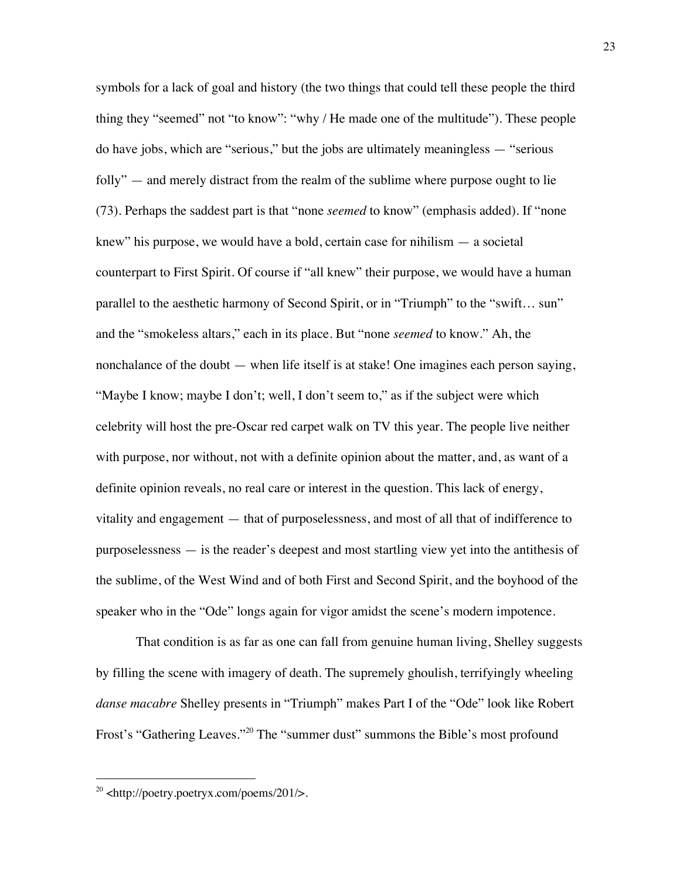symbols for a lack of goal and history (the two things that could tell these people the third thing they "seemed" not "to know": "why / He made one of the multitude"). These people do have jobs, which are "serious," but the jobs are ultimately meaningless — "serious folly" — and merely distract from the realm of the sublime where purpose ought to lie (73). Perhaps the saddest part is that "none *seemed* to know" (emphasis added). If "none knew" his purpose, we would have a bold, certain case for nihilism — a societal counterpart to First Spirit. Of course if "all knew" their purpose, we would have a human parallel to the aesthetic harmony of Second Spirit, or in "Triumph" to the "swift… sun" and the "smokeless altars," each in its place. But "none *seemed* to know." Ah, the nonchalance of the doubt — when life itself is at stake! One imagines each person saying, "Maybe I know; maybe I don't; well, I don't seem to," as if the subject were which celebrity will host the pre-Oscar red carpet walk on TV this year. The people live neither with purpose, nor without, not with a definite opinion about the matter, and, as want of a definite opinion reveals, no real care or interest in the question. This lack of energy, vitality and engagement — that of purposelessness, and most of all that of indifference to purposelessness — is the reader's deepest and most startling view yet into the antithesis of the sublime, of the West Wind and of both First and Second Spirit, and the boyhood of the speaker who in the "Ode" longs again for vigor amidst the scene's modern impotence.

That condition is as far as one can fall from genuine human living, Shelley suggests by filling the scene with imagery of death. The supremely ghoulish, terrifyingly wheeling *danse macabre* Shelley presents in "Triumph" makes Part I of the "Ode" look like Robert Frost's "Gathering Leaves."[20] The "summer dust" summons the Bible's most profound

[20] <http://poetry.poetryx.com/poems/201/>.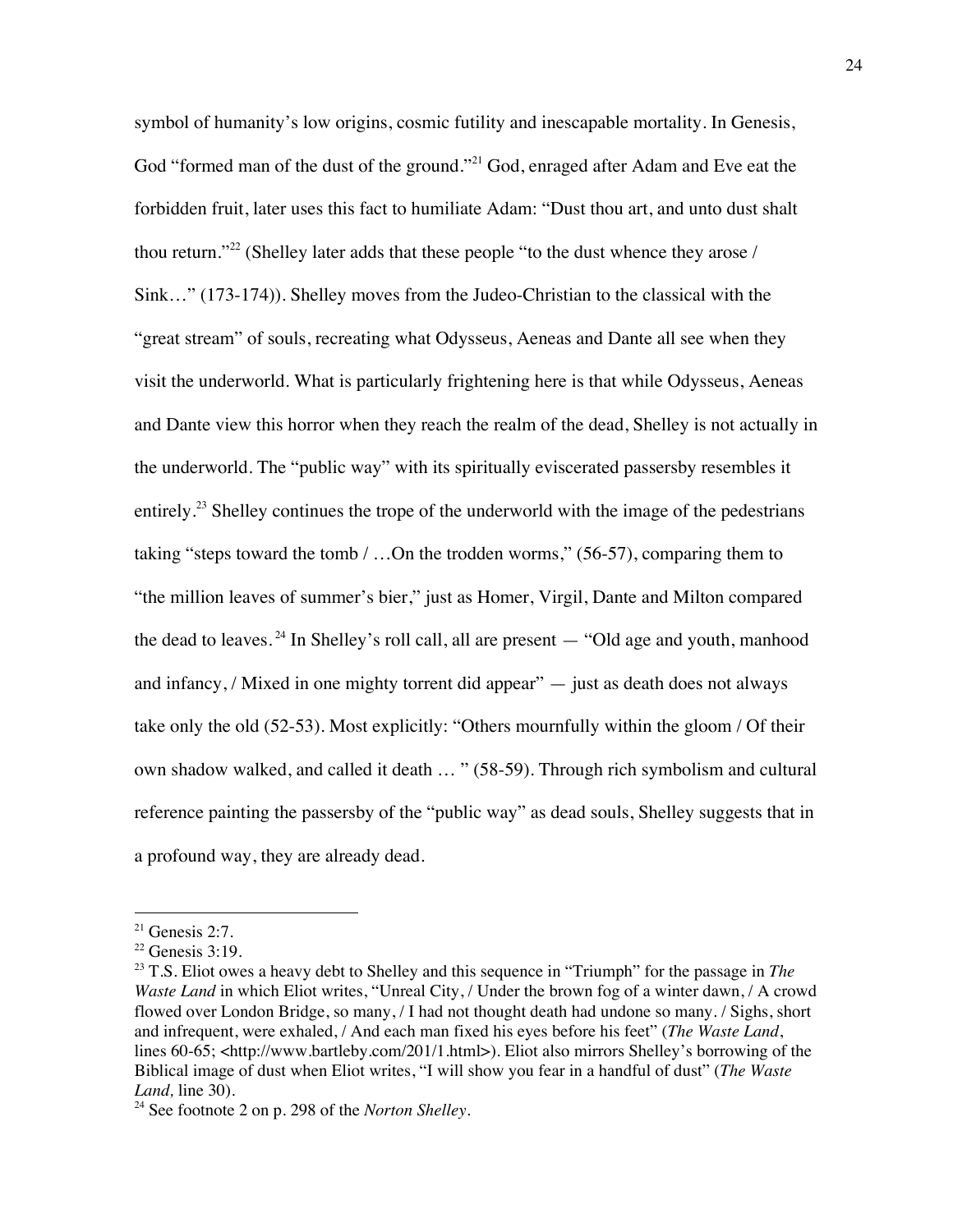symbol of humanity's low origins, cosmic futility and inescapable mortality. In Genesis, God "formed man of the dust of the ground."[21] God, enraged after Adam and Eve eat the forbidden fruit, later uses this fact to humiliate Adam: "Dust thou art, and unto dust shalt thou return."[22] (Shelley later adds that these people "to the dust whence they arose / Sink…" (173-174)). Shelley moves from the Judeo-Christian to the classical with the "great stream" of souls, recreating what Odysseus, Aeneas and Dante all see when they visit the underworld. What is particularly frightening here is that while Odysseus, Aeneas and Dante view this horror when they reach the realm of the dead, Shelley is not actually in the underworld. The "public way" with its spiritually eviscerated passersby resembles it entirely.[23] Shelley continues the trope of the underworld with the image of the pedestrians taking "steps toward the tomb / …On the trodden worms," (56-57), comparing them to "the million leaves of summer's bier," just as Homer, Virgil, Dante and Milton compared the dead to leaves.[24] In Shelley's roll call, all are present — "Old age and youth, manhood and infancy, / Mixed in one mighty torrent did appear" — just as death does not always take only the old (52-53). Most explicitly: "Others mournfully within the gloom / Of their own shadow walked, and called it death … " (58-59). Through rich symbolism and cultural reference painting the passersby of the "public way" as dead souls, Shelley suggests that in a profound way, they are already dead.

---

[21] Genesis 2:7.

[22] Genesis 3:19.

[23] T.S. Eliot owes a heavy debt to Shelley and this sequence in "Triumph" for the passage in *The Waste Land* in which Eliot writes, "Unreal City, / Under the brown fog of a winter dawn, / A crowd flowed over London Bridge, so many, / I had not thought death had undone so many. / Sighs, short and infrequent, were exhaled, / And each man fixed his eyes before his feet" (*The Waste Land*, lines 60-65; <http://www.bartleby.com/201/1.html>). Eliot also mirrors Shelley's borrowing of the Biblical image of dust when Eliot writes, "I will show you fear in a handful of dust" (*The Waste Land,* line 30).

[24] See footnote 2 on p. 298 of the *Norton Shelley*.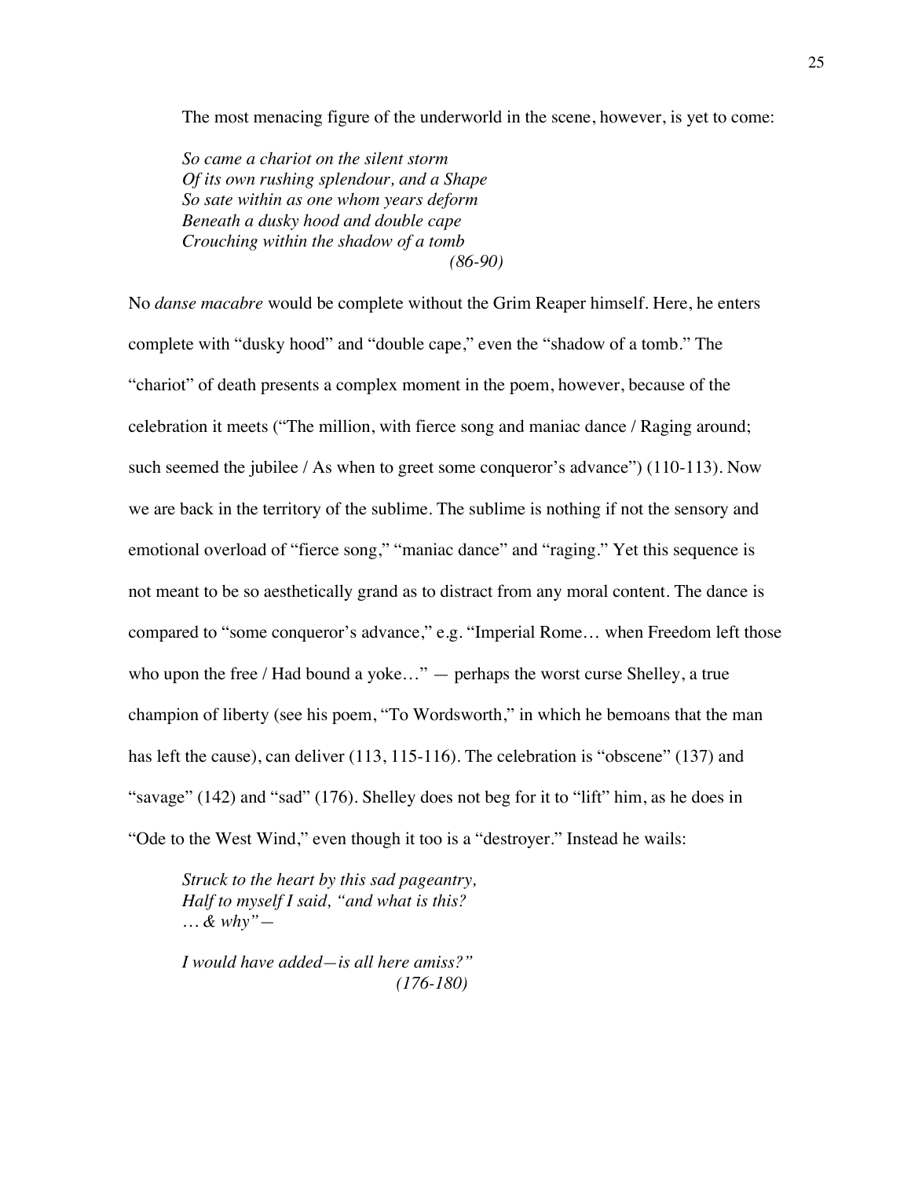The most menacing figure of the underworld in the scene, however, is yet to come:

> *So came a chariot on the silent storm*
> *Of its own rushing splendour, and a Shape*
> *So sate within as one whom years deform*
> *Beneath a dusky hood and double cape*
> *Crouching within the shadow of a tomb*
> *(86-90)*

No *danse macabre* would be complete without the Grim Reaper himself. Here, he enters complete with "dusky hood" and "double cape," even the "shadow of a tomb." The "chariot" of death presents a complex moment in the poem, however, because of the celebration it meets ("The million, with fierce song and maniac dance / Raging around; such seemed the jubilee / As when to greet some conqueror's advance") (110-113). Now we are back in the territory of the sublime. The sublime is nothing if not the sensory and emotional overload of "fierce song," "maniac dance" and "raging." Yet this sequence is not meant to be so aesthetically grand as to distract from any moral content. The dance is compared to "some conqueror's advance," e.g. "Imperial Rome… when Freedom left those who upon the free / Had bound a yoke…" — perhaps the worst curse Shelley, a true champion of liberty (see his poem, "To Wordsworth," in which he bemoans that the man has left the cause), can deliver (113, 115-116). The celebration is "obscene" (137) and "savage" (142) and "sad" (176). Shelley does not beg for it to "lift" him, as he does in "Ode to the West Wind," even though it too is a "destroyer." Instead he wails:

> *Struck to the heart by this sad pageantry,*
> *Half to myself I said, "and what is this?*
> *… & why"—*
>
> *I would have added—is all here amiss?"*
> *(176-180)*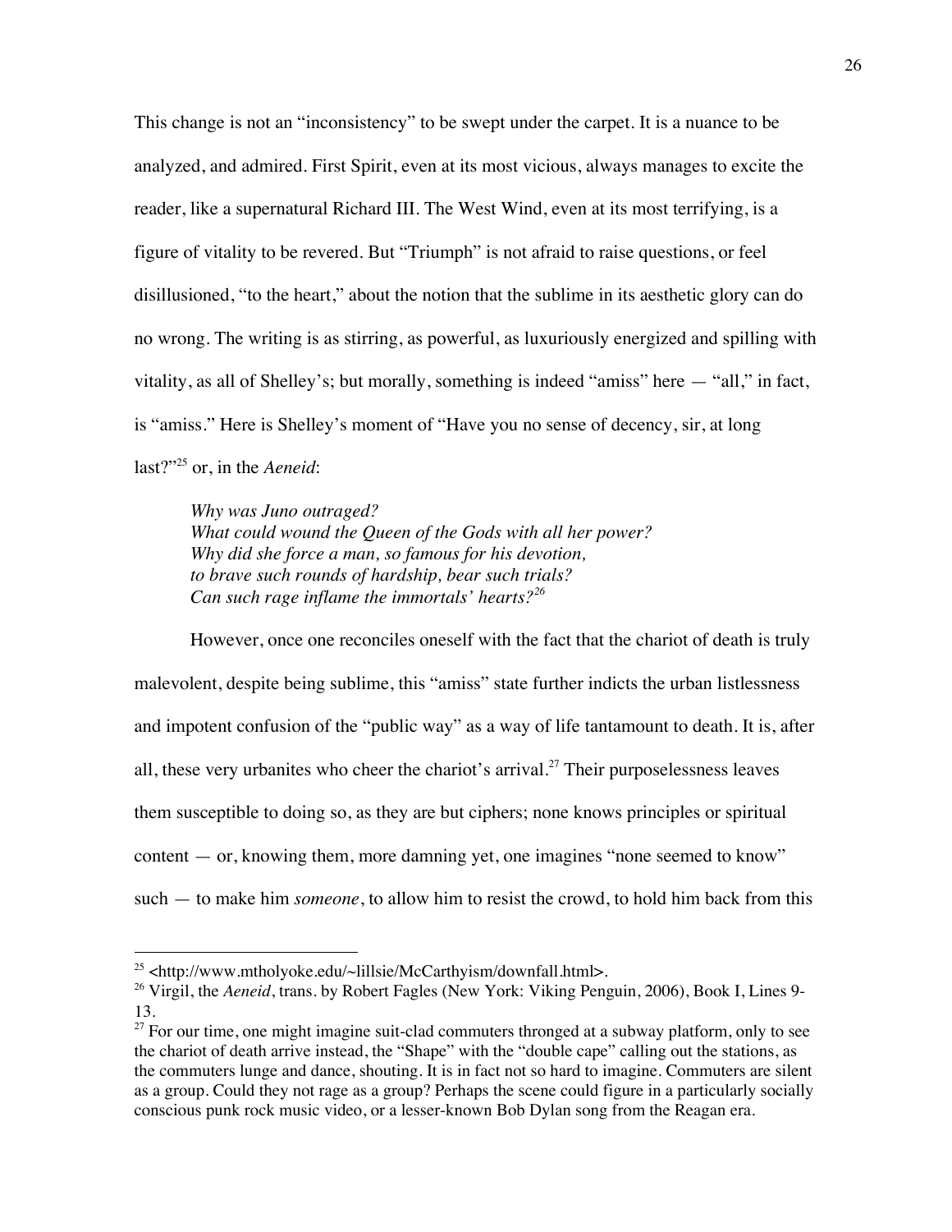This change is not an "inconsistency" to be swept under the carpet. It is a nuance to be analyzed, and admired. First Spirit, even at its most vicious, always manages to excite the reader, like a supernatural Richard III. The West Wind, even at its most terrifying, is a figure of vitality to be revered. But "Triumph" is not afraid to raise questions, or feel disillusioned, "to the heart," about the notion that the sublime in its aesthetic glory can do no wrong. The writing is as stirring, as powerful, as luxuriously energized and spilling with vitality, as all of Shelley's; but morally, something is indeed "amiss" here — "all," in fact, is "amiss." Here is Shelley's moment of "Have you no sense of decency, sir, at long last?"[25] or, in the *Aeneid*:

> *Why was Juno outraged?*
> *What could wound the Queen of the Gods with all her power?*
> *Why did she force a man, so famous for his devotion,*
> *to brave such rounds of hardship, bear such trials?*
> *Can such rage inflame the immortals' hearts?*[26]

However, once one reconciles oneself with the fact that the chariot of death is truly malevolent, despite being sublime, this "amiss" state further indicts the urban listlessness and impotent confusion of the "public way" as a way of life tantamount to death. It is, after all, these very urbanites who cheer the chariot's arrival.[27] Their purposelessness leaves them susceptible to doing so, as they are but ciphers; none knows principles or spiritual content — or, knowing them, more damning yet, one imagines "none seemed to know" such — to make him *someone*, to allow him to resist the crowd, to hold him back from this

---

[25] <http://www.mtholyoke.edu/~lillsie/McCarthyism/downfall.html>.

[26] Virgil, the *Aeneid*, trans. by Robert Fagles (New York: Viking Penguin, 2006), Book I, Lines 9-13.

[27] For our time, one might imagine suit-clad commuters thronged at a subway platform, only to see the chariot of death arrive instead, the "Shape" with the "double cape" calling out the stations, as the commuters lunge and dance, shouting. It is in fact not so hard to imagine. Commuters are silent as a group. Could they not rage as a group? Perhaps the scene could figure in a particularly socially conscious punk rock music video, or a lesser-known Bob Dylan song from the Reagan era.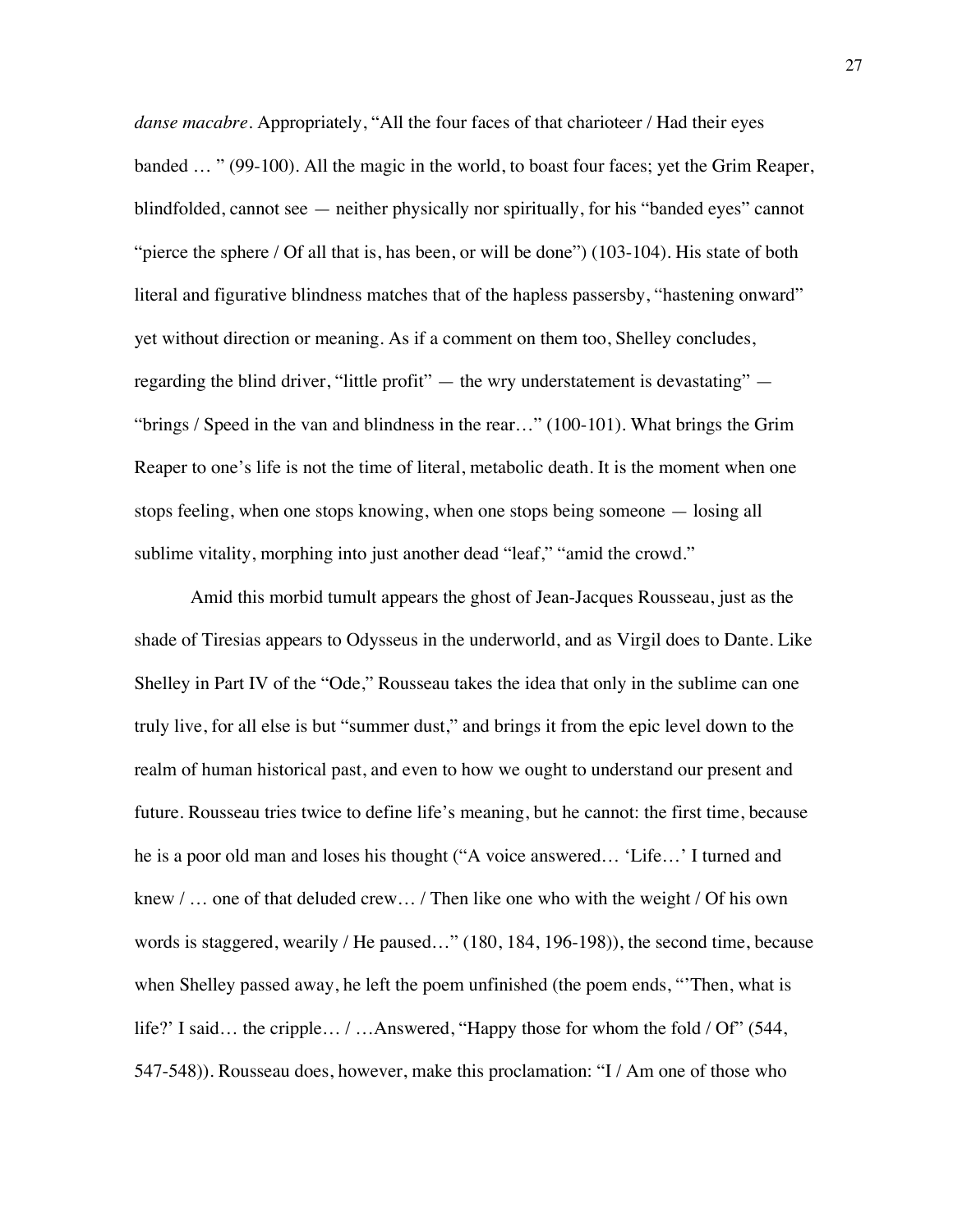*danse macabre*. Appropriately, "All the four faces of that charioteer / Had their eyes banded … " (99-100). All the magic in the world, to boast four faces; yet the Grim Reaper, blindfolded, cannot see — neither physically nor spiritually, for his "banded eyes" cannot "pierce the sphere / Of all that is, has been, or will be done") (103-104). His state of both literal and figurative blindness matches that of the hapless passersby, "hastening onward" yet without direction or meaning. As if a comment on them too, Shelley concludes, regarding the blind driver, "little profit" — the wry understatement is devastating" — "brings / Speed in the van and blindness in the rear…" (100-101). What brings the Grim Reaper to one's life is not the time of literal, metabolic death. It is the moment when one stops feeling, when one stops knowing, when one stops being someone — losing all sublime vitality, morphing into just another dead "leaf," "amid the crowd."

Amid this morbid tumult appears the ghost of Jean-Jacques Rousseau, just as the shade of Tiresias appears to Odysseus in the underworld, and as Virgil does to Dante. Like Shelley in Part IV of the "Ode," Rousseau takes the idea that only in the sublime can one truly live, for all else is but "summer dust," and brings it from the epic level down to the realm of human historical past, and even to how we ought to understand our present and future. Rousseau tries twice to define life's meaning, but he cannot: the first time, because he is a poor old man and loses his thought ("A voice answered… 'Life…' I turned and knew / … one of that deluded crew… / Then like one who with the weight / Of his own words is staggered, wearily / He paused…" (180, 184, 196-198)), the second time, because when Shelley passed away, he left the poem unfinished (the poem ends, "'Then, what is life?' I said… the cripple… / …Answered, "Happy those for whom the fold / Of" (544, 547-548)). Rousseau does, however, make this proclamation: "I / Am one of those who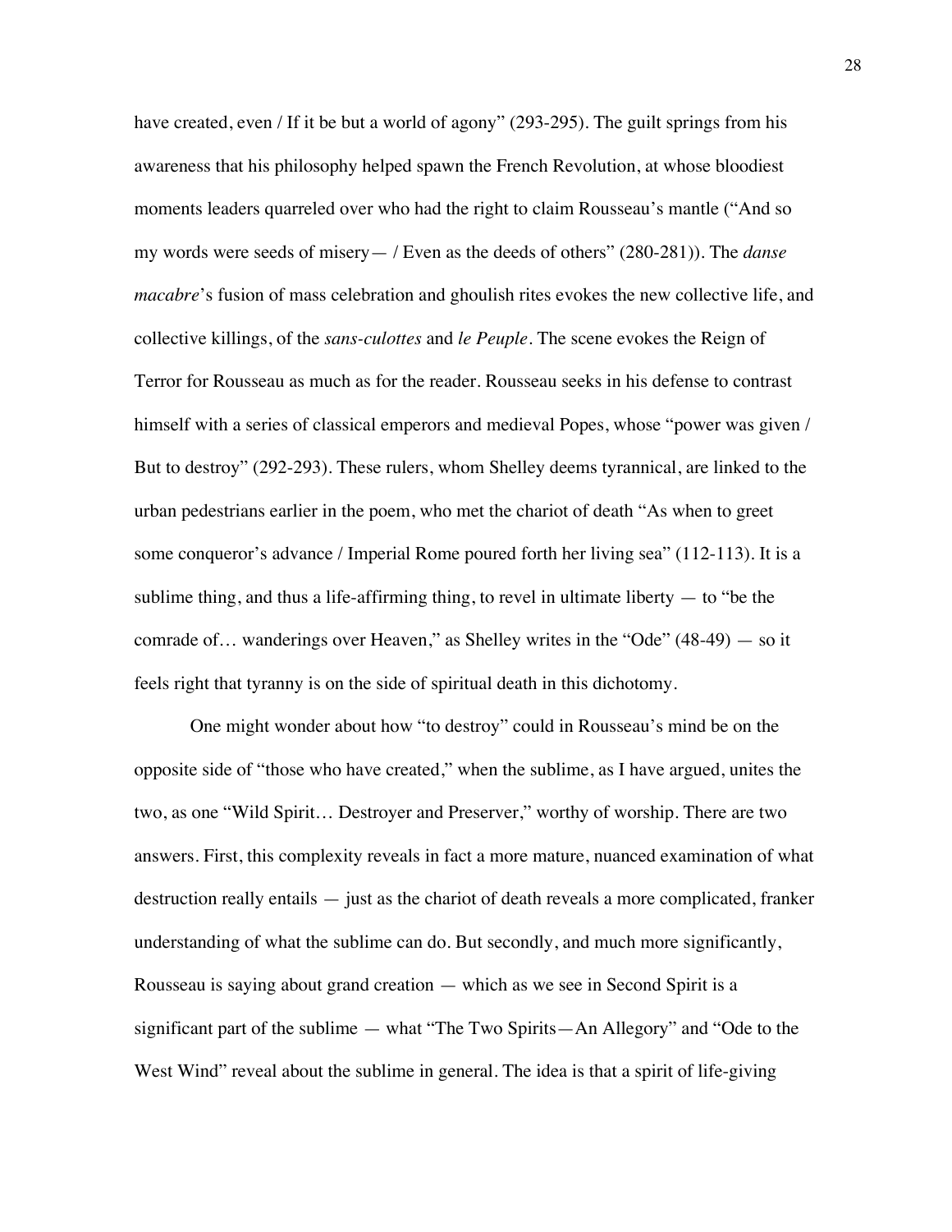have created, even / If it be but a world of agony" (293-295). The guilt springs from his awareness that his philosophy helped spawn the French Revolution, at whose bloodiest moments leaders quarreled over who had the right to claim Rousseau's mantle ("And so my words were seeds of misery— / Even as the deeds of others" (280-281)). The *danse macabre*'s fusion of mass celebration and ghoulish rites evokes the new collective life, and collective killings, of the *sans-culottes* and *le Peuple*. The scene evokes the Reign of Terror for Rousseau as much as for the reader. Rousseau seeks in his defense to contrast himself with a series of classical emperors and medieval Popes, whose "power was given / But to destroy" (292-293). These rulers, whom Shelley deems tyrannical, are linked to the urban pedestrians earlier in the poem, who met the chariot of death "As when to greet some conqueror's advance / Imperial Rome poured forth her living sea" (112-113). It is a sublime thing, and thus a life-affirming thing, to revel in ultimate liberty — to "be the comrade of… wanderings over Heaven," as Shelley writes in the "Ode" (48-49) — so it feels right that tyranny is on the side of spiritual death in this dichotomy.

One might wonder about how "to destroy" could in Rousseau's mind be on the opposite side of "those who have created," when the sublime, as I have argued, unites the two, as one "Wild Spirit… Destroyer and Preserver," worthy of worship. There are two answers. First, this complexity reveals in fact a more mature, nuanced examination of what destruction really entails — just as the chariot of death reveals a more complicated, franker understanding of what the sublime can do. But secondly, and much more significantly, Rousseau is saying about grand creation — which as we see in Second Spirit is a significant part of the sublime — what "The Two Spirits—An Allegory" and "Ode to the West Wind" reveal about the sublime in general. The idea is that a spirit of life-giving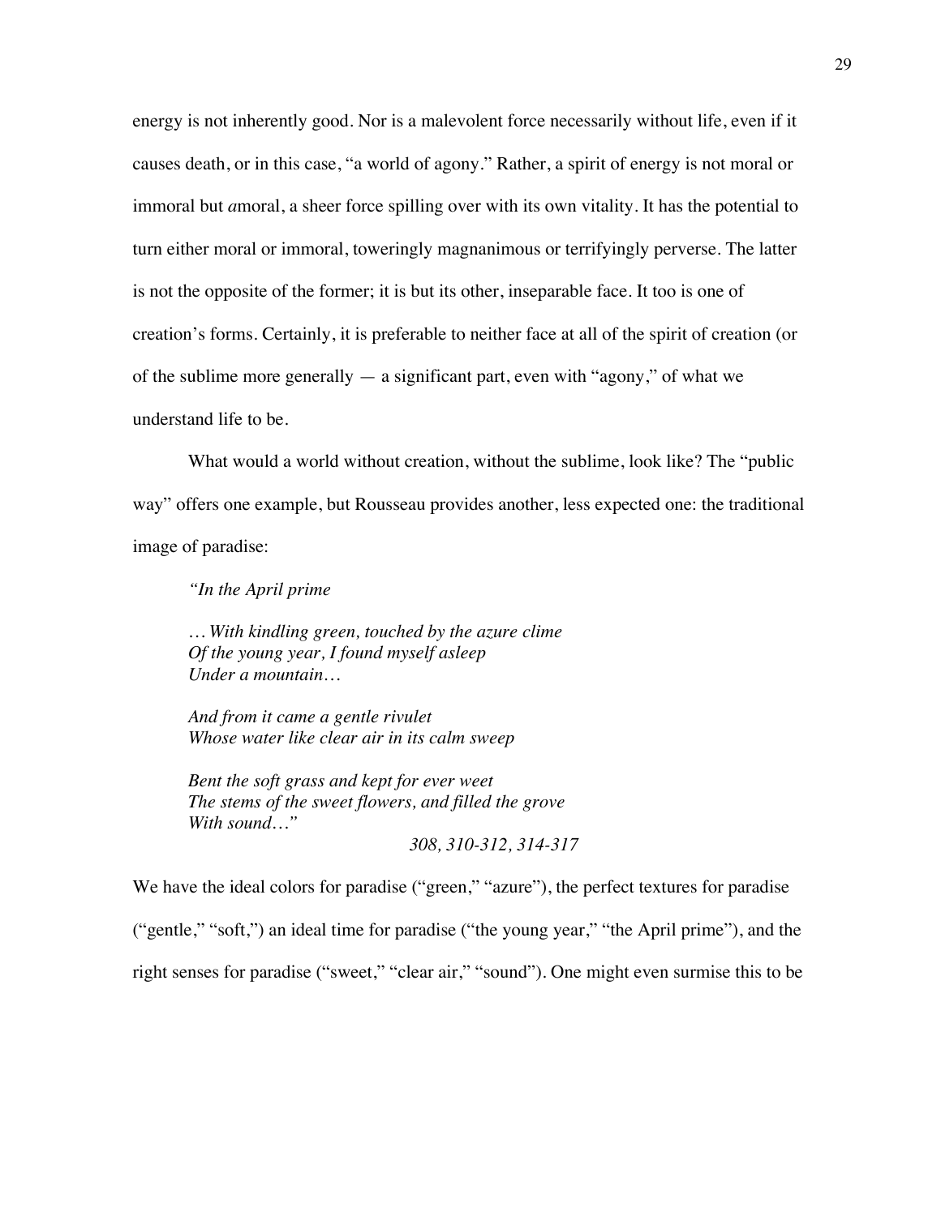energy is not inherently good. Nor is a malevolent force necessarily without life, even if it causes death, or in this case, "a world of agony." Rather, a spirit of energy is not moral or immoral but *a*moral, a sheer force spilling over with its own vitality. It has the potential to turn either moral or immoral, toweringly magnanimous or terrifyingly perverse. The latter is not the opposite of the former; it is but its other, inseparable face. It too is one of creation's forms. Certainly, it is preferable to neither face at all of the spirit of creation (or of the sublime more generally — a significant part, even with "agony," of what we understand life to be.

What would a world without creation, without the sublime, look like? The "public way" offers one example, but Rousseau provides another, less expected one: the traditional image of paradise:

> *"In the April prime*
>
> *…With kindling green, touched by the azure clime*
> *Of the young year, I found myself asleep*
> *Under a mountain…*
>
> *And from it came a gentle rivulet*
> *Whose water like clear air in its calm sweep*
>
> *Bent the soft grass and kept for ever weet*
> *The stems of the sweet flowers, and filled the grove*
> *With sound…"*
>
> *308, 310-312, 314-317*

We have the ideal colors for paradise ("green," "azure"), the perfect textures for paradise ("gentle," "soft,") an ideal time for paradise ("the young year," "the April prime"), and the right senses for paradise ("sweet," "clear air," "sound"). One might even surmise this to be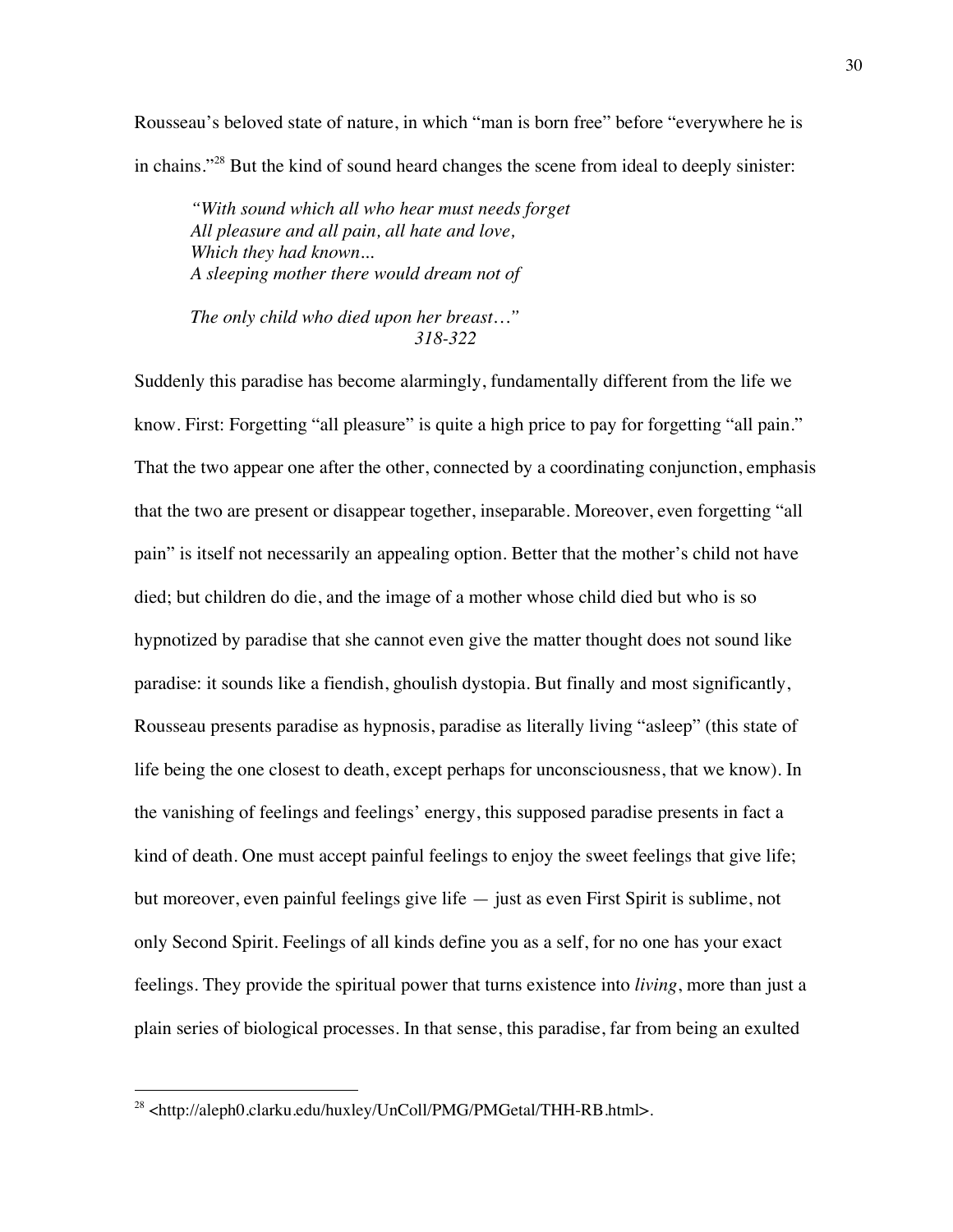Rousseau's beloved state of nature, in which "man is born free" before "everywhere he is in chains."[28] But the kind of sound heard changes the scene from ideal to deeply sinister:

> *"With sound which all who hear must needs forget*
> *All pleasure and all pain, all hate and love,*
> *Which they had known...*
> *A sleeping mother there would dream not of*
>
> *The only child who died upon her breast…"*
> *318-322*

Suddenly this paradise has become alarmingly, fundamentally different from the life we know. First: Forgetting "all pleasure" is quite a high price to pay for forgetting "all pain." That the two appear one after the other, connected by a coordinating conjunction, emphasis that the two are present or disappear together, inseparable. Moreover, even forgetting "all pain" is itself not necessarily an appealing option. Better that the mother's child not have died; but children do die, and the image of a mother whose child died but who is so hypnotized by paradise that she cannot even give the matter thought does not sound like paradise: it sounds like a fiendish, ghoulish dystopia. But finally and most significantly, Rousseau presents paradise as hypnosis, paradise as literally living "asleep" (this state of life being the one closest to death, except perhaps for unconsciousness, that we know). In the vanishing of feelings and feelings' energy, this supposed paradise presents in fact a kind of death. One must accept painful feelings to enjoy the sweet feelings that give life; but moreover, even painful feelings give life — just as even First Spirit is sublime, not only Second Spirit. Feelings of all kinds define you as a self, for no one has your exact feelings. They provide the spiritual power that turns existence into *living*, more than just a plain series of biological processes. In that sense, this paradise, far from being an exulted

---

[28] <http://aleph0.clarku.edu/huxley/UnColl/PMG/PMGetal/THH-RB.html>.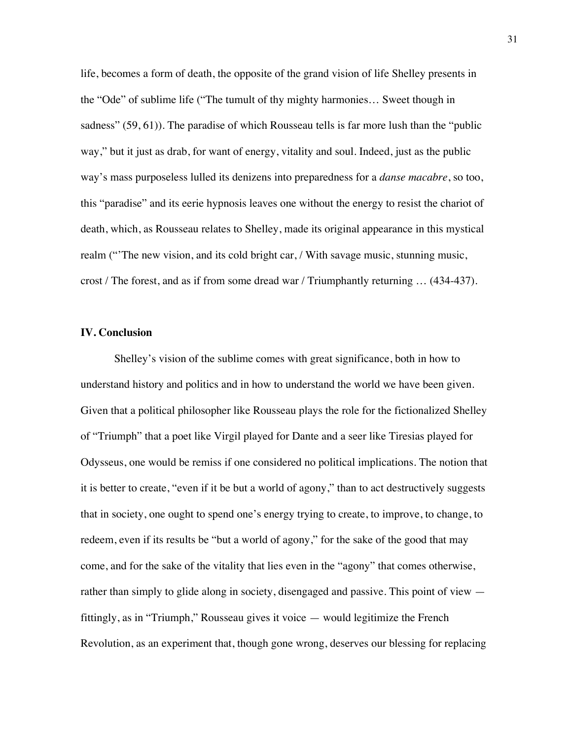life, becomes a form of death, the opposite of the grand vision of life Shelley presents in the "Ode" of sublime life ("The tumult of thy mighty harmonies… Sweet though in sadness" (59, 61)). The paradise of which Rousseau tells is far more lush than the "public way," but it just as drab, for want of energy, vitality and soul. Indeed, just as the public way's mass purposeless lulled its denizens into preparedness for a *danse macabre*, so too, this "paradise" and its eerie hypnosis leaves one without the energy to resist the chariot of death, which, as Rousseau relates to Shelley, made its original appearance in this mystical realm ("'The new vision, and its cold bright car, / With savage music, stunning music, crost / The forest, and as if from some dread war / Triumphantly returning … (434-437).

### IV. Conclusion

Shelley's vision of the sublime comes with great significance, both in how to understand history and politics and in how to understand the world we have been given. Given that a political philosopher like Rousseau plays the role for the fictionalized Shelley of "Triumph" that a poet like Virgil played for Dante and a seer like Tiresias played for Odysseus, one would be remiss if one considered no political implications. The notion that it is better to create, "even if it be but a world of agony," than to act destructively suggests that in society, one ought to spend one's energy trying to create, to improve, to change, to redeem, even if its results be "but a world of agony," for the sake of the good that may come, and for the sake of the vitality that lies even in the "agony" that comes otherwise, rather than simply to glide along in society, disengaged and passive. This point of view — fittingly, as in "Triumph," Rousseau gives it voice — would legitimize the French Revolution, as an experiment that, though gone wrong, deserves our blessing for replacing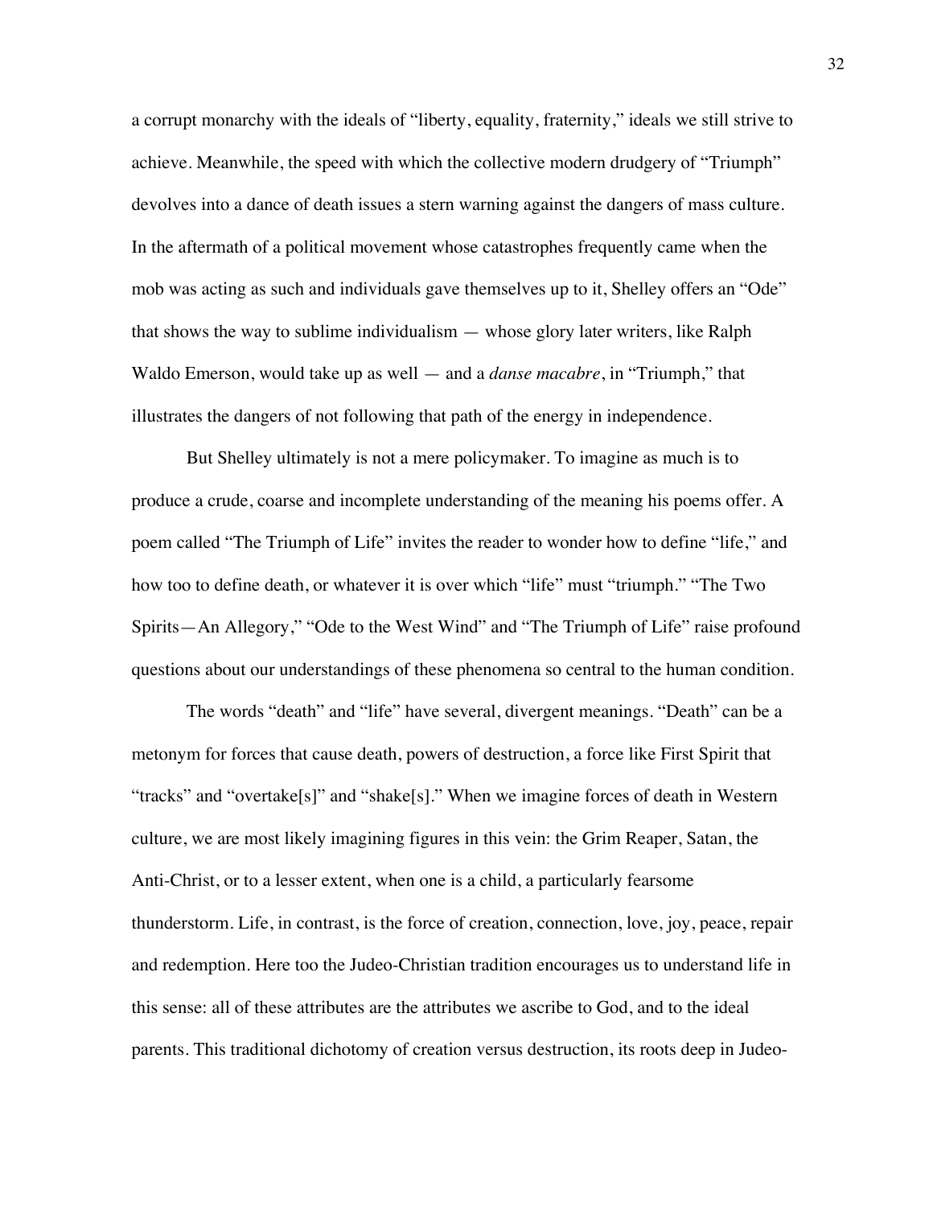a corrupt monarchy with the ideals of "liberty, equality, fraternity," ideals we still strive to achieve. Meanwhile, the speed with which the collective modern drudgery of "Triumph" devolves into a dance of death issues a stern warning against the dangers of mass culture. In the aftermath of a political movement whose catastrophes frequently came when the mob was acting as such and individuals gave themselves up to it, Shelley offers an "Ode" that shows the way to sublime individualism — whose glory later writers, like Ralph Waldo Emerson, would take up as well — and a *danse macabre*, in "Triumph," that illustrates the dangers of not following that path of the energy in independence.

But Shelley ultimately is not a mere policymaker. To imagine as much is to produce a crude, coarse and incomplete understanding of the meaning his poems offer. A poem called "The Triumph of Life" invites the reader to wonder how to define "life," and how too to define death, or whatever it is over which "life" must "triumph." "The Two Spirits—An Allegory," "Ode to the West Wind" and "The Triumph of Life" raise profound questions about our understandings of these phenomena so central to the human condition.

The words "death" and "life" have several, divergent meanings. "Death" can be a metonym for forces that cause death, powers of destruction, a force like First Spirit that "tracks" and "overtake[s]" and "shake[s]." When we imagine forces of death in Western culture, we are most likely imagining figures in this vein: the Grim Reaper, Satan, the Anti-Christ, or to a lesser extent, when one is a child, a particularly fearsome thunderstorm. Life, in contrast, is the force of creation, connection, love, joy, peace, repair and redemption. Here too the Judeo-Christian tradition encourages us to understand life in this sense: all of these attributes are the attributes we ascribe to God, and to the ideal parents. This traditional dichotomy of creation versus destruction, its roots deep in Judeo-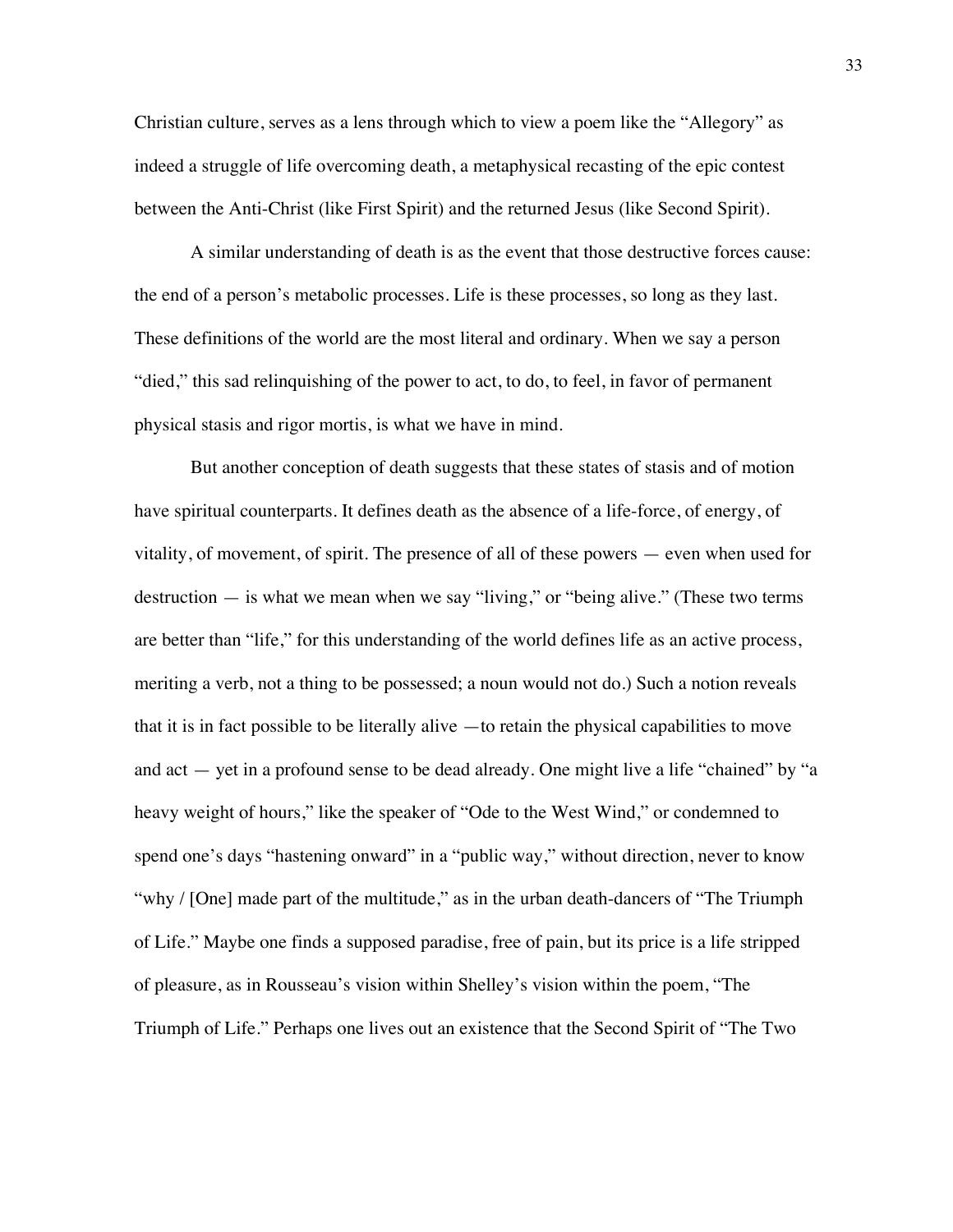Christian culture, serves as a lens through which to view a poem like the "Allegory" as indeed a struggle of life overcoming death, a metaphysical recasting of the epic contest between the Anti-Christ (like First Spirit) and the returned Jesus (like Second Spirit).

A similar understanding of death is as the event that those destructive forces cause: the end of a person's metabolic processes. Life is these processes, so long as they last. These definitions of the world are the most literal and ordinary. When we say a person "died," this sad relinquishing of the power to act, to do, to feel, in favor of permanent physical stasis and rigor mortis, is what we have in mind.

But another conception of death suggests that these states of stasis and of motion have spiritual counterparts. It defines death as the absence of a life-force, of energy, of vitality, of movement, of spirit. The presence of all of these powers — even when used for destruction — is what we mean when we say "living," or "being alive." (These two terms are better than "life," for this understanding of the world defines life as an active process, meriting a verb, not a thing to be possessed; a noun would not do.) Such a notion reveals that it is in fact possible to be literally alive —to retain the physical capabilities to move and act — yet in a profound sense to be dead already. One might live a life "chained" by "a heavy weight of hours," like the speaker of "Ode to the West Wind," or condemned to spend one's days "hastening onward" in a "public way," without direction, never to know "why / [One] made part of the multitude," as in the urban death-dancers of "The Triumph of Life." Maybe one finds a supposed paradise, free of pain, but its price is a life stripped of pleasure, as in Rousseau's vision within Shelley's vision within the poem, "The Triumph of Life." Perhaps one lives out an existence that the Second Spirit of "The Two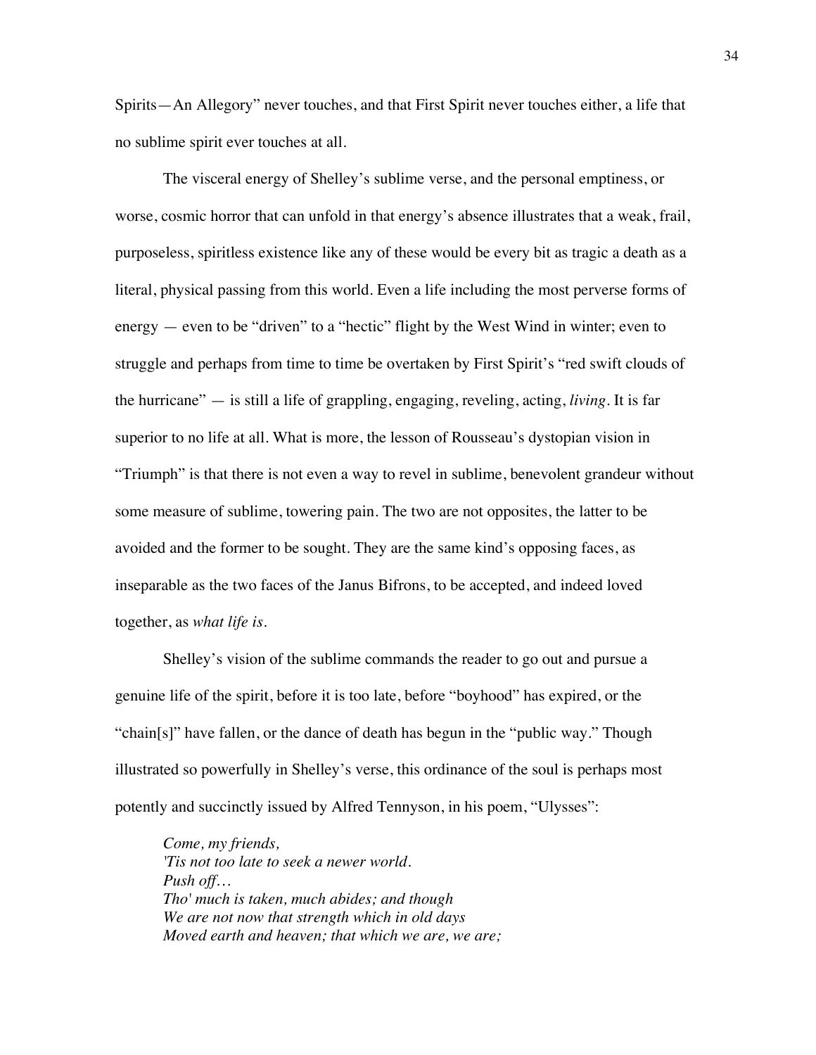Spirits—An Allegory" never touches, and that First Spirit never touches either, a life that no sublime spirit ever touches at all.

The visceral energy of Shelley's sublime verse, and the personal emptiness, or worse, cosmic horror that can unfold in that energy's absence illustrates that a weak, frail, purposeless, spiritless existence like any of these would be every bit as tragic a death as a literal, physical passing from this world. Even a life including the most perverse forms of energy — even to be "driven" to a "hectic" flight by the West Wind in winter; even to struggle and perhaps from time to time be overtaken by First Spirit's "red swift clouds of the hurricane" — is still a life of grappling, engaging, reveling, acting, *living*. It is far superior to no life at all. What is more, the lesson of Rousseau's dystopian vision in "Triumph" is that there is not even a way to revel in sublime, benevolent grandeur without some measure of sublime, towering pain. The two are not opposites, the latter to be avoided and the former to be sought. They are the same kind's opposing faces, as inseparable as the two faces of the Janus Bifrons, to be accepted, and indeed loved together, as *what life is*.

Shelley's vision of the sublime commands the reader to go out and pursue a genuine life of the spirit, before it is too late, before "boyhood" has expired, or the "chain[s]" have fallen, or the dance of death has begun in the "public way." Though illustrated so powerfully in Shelley's verse, this ordinance of the soul is perhaps most potently and succinctly issued by Alfred Tennyson, in his poem, "Ulysses":

> *Come, my friends,*
> *'Tis not too late to seek a newer world.*
> *Push off…*
> *Tho' much is taken, much abides; and though*
> *We are not now that strength which in old days*
> *Moved earth and heaven; that which we are, we are;*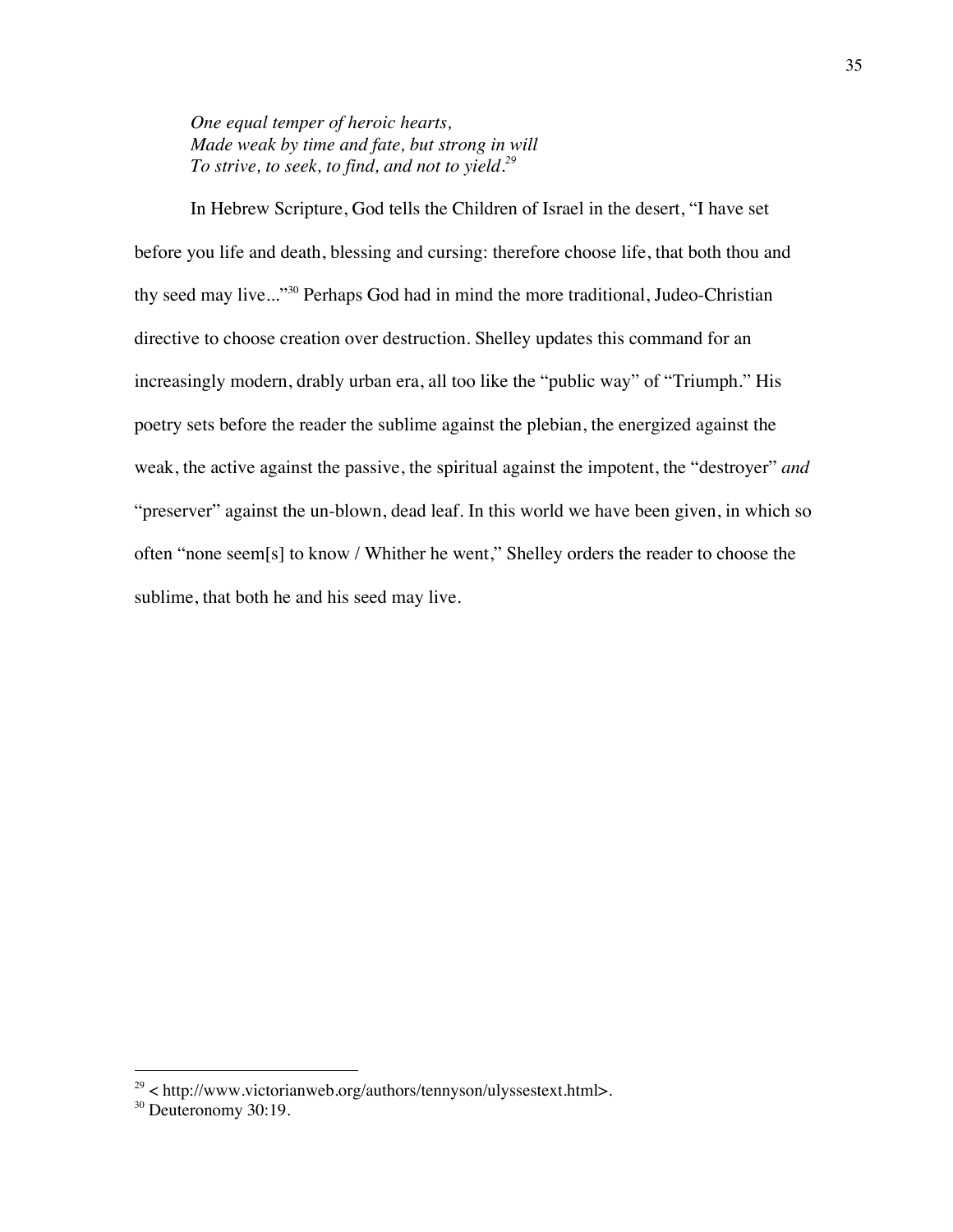*One equal temper of heroic hearts,*
*Made weak by time and fate, but strong in will*
*To strive, to seek, to find, and not to yield.*[29]

In Hebrew Scripture, God tells the Children of Israel in the desert, "I have set before you life and death, blessing and cursing: therefore choose life, that both thou and thy seed may live..."[30] Perhaps God had in mind the more traditional, Judeo-Christian directive to choose creation over destruction. Shelley updates this command for an increasingly modern, drably urban era, all too like the "public way" of "Triumph." His poetry sets before the reader the sublime against the plebian, the energized against the weak, the active against the passive, the spiritual against the impotent, the "destroyer" *and* "preserver" against the un-blown, dead leaf. In this world we have been given, in which so often "none seem[s] to know / Whither he went," Shelley orders the reader to choose the sublime, that both he and his seed may live.

---

[29] < http://www.victorianweb.org/authors/tennyson/ulyssestext.html>.

[30] Deuteronomy 30:19.